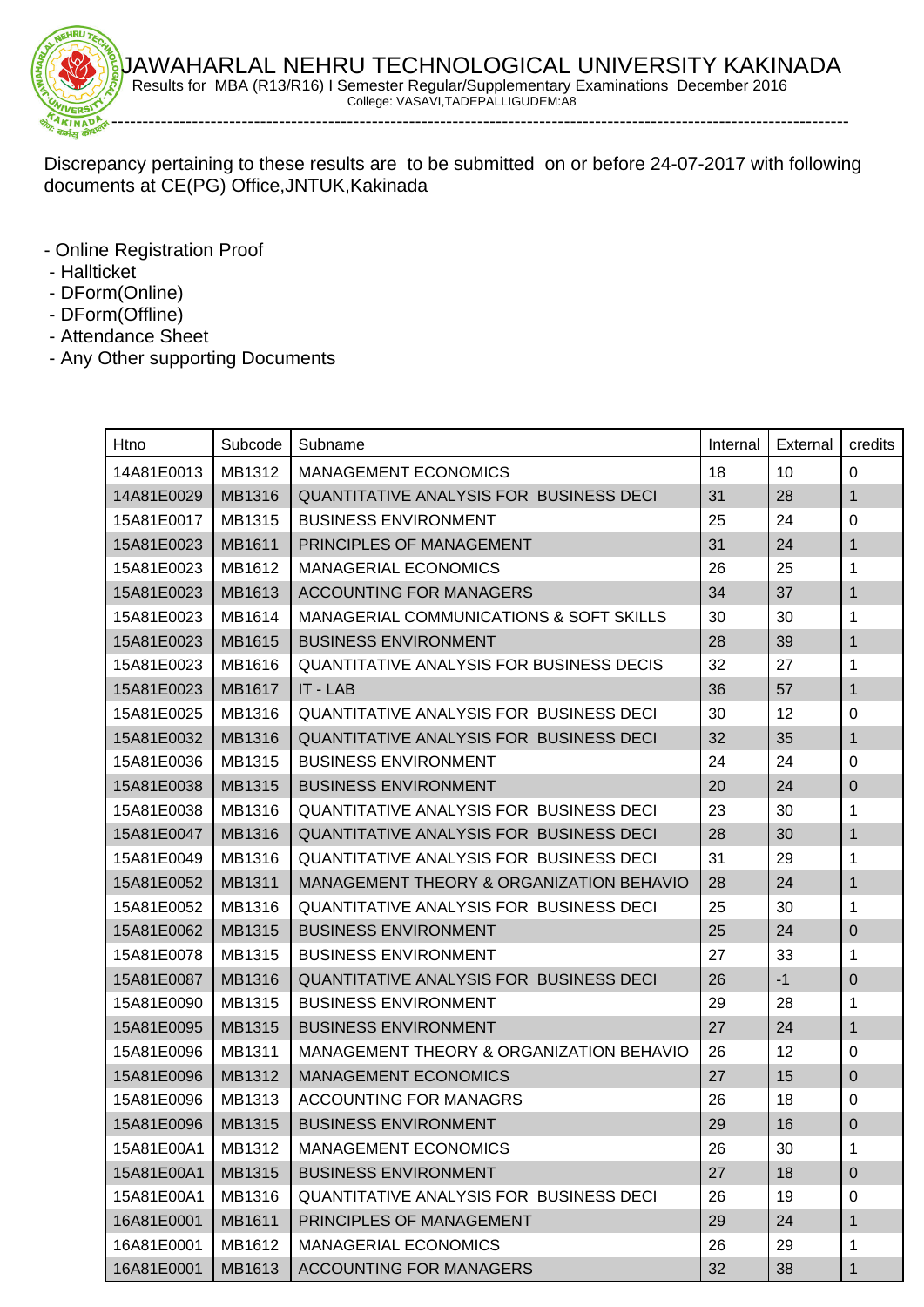# JAWAHARLAL NEHRU TECHNOLOGICAL UNIVERSITY KAKINADA

Results for MBA (R13/R16) I Semester Regular/Supplementary Examinations December 2016

College: VASAVI,TADEPALLIGUDEM:A8

Discrepancy pertaining to these results are to be submitted on or before 24-07-2017 with following documents at CE(PG) Office,JNTUK,Kakinada

- Online Registration Proof
- Hallticket
- DForm(Online)
- DForm(Offline)
- Attendance Sheet
- Any Other supporting Documents

| Htno | Subcode | Subname | Internal | External | credits |
|---|---|---|---|---|---|
| 14A81E0013 | MB1312 | MANAGEMENT ECONOMICS | 18 | 10 | 0 |
| 14A81E0029 | MB1316 | QUANTITATIVE ANALYSIS FOR BUSINESS DECI | 31 | 28 | 1 |
| 15A81E0017 | MB1315 | BUSINESS ENVIRONMENT | 25 | 24 | 0 |
| 15A81E0023 | MB1611 | PRINCIPLES OF MANAGEMENT | 31 | 24 | 1 |
| 15A81E0023 | MB1612 | MANAGERIAL ECONOMICS | 26 | 25 | 1 |
| 15A81E0023 | MB1613 | ACCOUNTING FOR MANAGERS | 34 | 37 | 1 |
| 15A81E0023 | MB1614 | MANAGERIAL COMMUNICATIONS & SOFT SKILLS | 30 | 30 | 1 |
| 15A81E0023 | MB1615 | BUSINESS ENVIRONMENT | 28 | 39 | 1 |
| 15A81E0023 | MB1616 | QUANTITATIVE ANALYSIS FOR BUSINESS DECIS | 32 | 27 | 1 |
| 15A81E0023 | MB1617 | IT - LAB | 36 | 57 | 1 |
| 15A81E0025 | MB1316 | QUANTITATIVE ANALYSIS FOR BUSINESS DECI | 30 | 12 | 0 |
| 15A81E0032 | MB1316 | QUANTITATIVE ANALYSIS FOR BUSINESS DECI | 32 | 35 | 1 |
| 15A81E0036 | MB1315 | BUSINESS ENVIRONMENT | 24 | 24 | 0 |
| 15A81E0038 | MB1315 | BUSINESS ENVIRONMENT | 20 | 24 | 0 |
| 15A81E0038 | MB1316 | QUANTITATIVE ANALYSIS FOR BUSINESS DECI | 23 | 30 | 1 |
| 15A81E0047 | MB1316 | QUANTITATIVE ANALYSIS FOR BUSINESS DECI | 28 | 30 | 1 |
| 15A81E0049 | MB1316 | QUANTITATIVE ANALYSIS FOR BUSINESS DECI | 31 | 29 | 1 |
| 15A81E0052 | MB1311 | MANAGEMENT THEORY & ORGANIZATION BEHAVIO | 28 | 24 | 1 |
| 15A81E0052 | MB1316 | QUANTITATIVE ANALYSIS FOR BUSINESS DECI | 25 | 30 | 1 |
| 15A81E0062 | MB1315 | BUSINESS ENVIRONMENT | 25 | 24 | 0 |
| 15A81E0078 | MB1315 | BUSINESS ENVIRONMENT | 27 | 33 | 1 |
| 15A81E0087 | MB1316 | QUANTITATIVE ANALYSIS FOR BUSINESS DECI | 26 | -1 | 0 |
| 15A81E0090 | MB1315 | BUSINESS ENVIRONMENT | 29 | 28 | 1 |
| 15A81E0095 | MB1315 | BUSINESS ENVIRONMENT | 27 | 24 | 1 |
| 15A81E0096 | MB1311 | MANAGEMENT THEORY & ORGANIZATION BEHAVIO | 26 | 12 | 0 |
| 15A81E0096 | MB1312 | MANAGEMENT ECONOMICS | 27 | 15 | 0 |
| 15A81E0096 | MB1313 | ACCOUNTING FOR MANAGRS | 26 | 18 | 0 |
| 15A81E0096 | MB1315 | BUSINESS ENVIRONMENT | 29 | 16 | 0 |
| 15A81E00A1 | MB1312 | MANAGEMENT ECONOMICS | 26 | 30 | 1 |
| 15A81E00A1 | MB1315 | BUSINESS ENVIRONMENT | 27 | 18 | 0 |
| 15A81E00A1 | MB1316 | QUANTITATIVE ANALYSIS FOR BUSINESS DECI | 26 | 19 | 0 |
| 16A81E0001 | MB1611 | PRINCIPLES OF MANAGEMENT | 29 | 24 | 1 |
| 16A81E0001 | MB1612 | MANAGERIAL ECONOMICS | 26 | 29 | 1 |
| 16A81E0001 | MB1613 | ACCOUNTING FOR MANAGERS | 32 | 38 | 1 |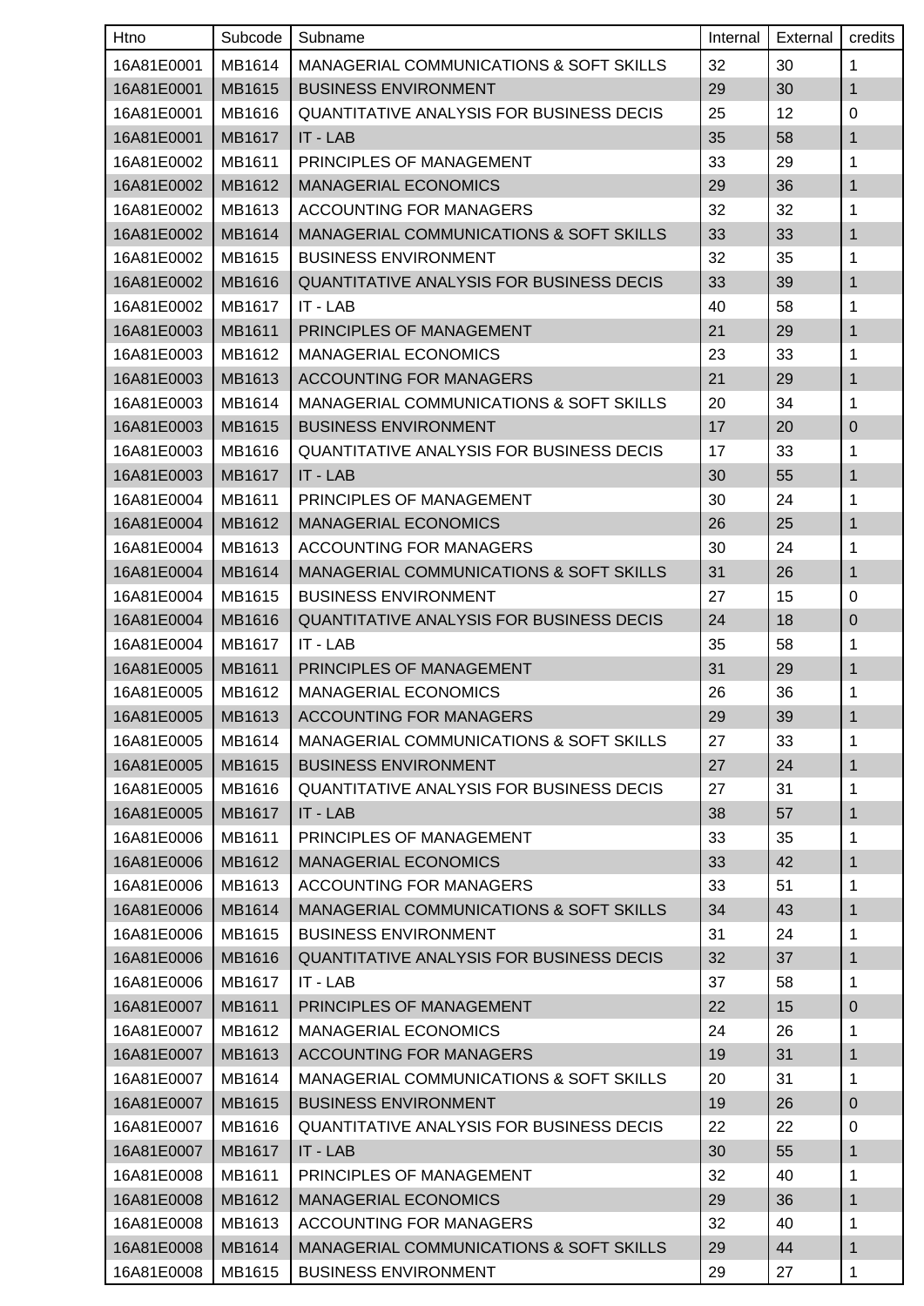| Htno | Subcode | Subname | Internal | External | credits |
|---|---|---|---|---|---|
| 16A81E0001 | MB1614 | MANAGERIAL COMMUNICATIONS & SOFT SKILLS | 32 | 30 | 1 |
| 16A81E0001 | MB1615 | BUSINESS ENVIRONMENT | 29 | 30 | 1 |
| 16A81E0001 | MB1616 | QUANTITATIVE ANALYSIS FOR BUSINESS DECIS | 25 | 12 | 0 |
| 16A81E0001 | MB1617 | IT - LAB | 35 | 58 | 1 |
| 16A81E0002 | MB1611 | PRINCIPLES OF MANAGEMENT | 33 | 29 | 1 |
| 16A81E0002 | MB1612 | MANAGERIAL ECONOMICS | 29 | 36 | 1 |
| 16A81E0002 | MB1613 | ACCOUNTING FOR MANAGERS | 32 | 32 | 1 |
| 16A81E0002 | MB1614 | MANAGERIAL COMMUNICATIONS & SOFT SKILLS | 33 | 33 | 1 |
| 16A81E0002 | MB1615 | BUSINESS ENVIRONMENT | 32 | 35 | 1 |
| 16A81E0002 | MB1616 | QUANTITATIVE ANALYSIS FOR BUSINESS DECIS | 33 | 39 | 1 |
| 16A81E0002 | MB1617 | IT - LAB | 40 | 58 | 1 |
| 16A81E0003 | MB1611 | PRINCIPLES OF MANAGEMENT | 21 | 29 | 1 |
| 16A81E0003 | MB1612 | MANAGERIAL ECONOMICS | 23 | 33 | 1 |
| 16A81E0003 | MB1613 | ACCOUNTING FOR MANAGERS | 21 | 29 | 1 |
| 16A81E0003 | MB1614 | MANAGERIAL COMMUNICATIONS & SOFT SKILLS | 20 | 34 | 1 |
| 16A81E0003 | MB1615 | BUSINESS ENVIRONMENT | 17 | 20 | 0 |
| 16A81E0003 | MB1616 | QUANTITATIVE ANALYSIS FOR BUSINESS DECIS | 17 | 33 | 1 |
| 16A81E0003 | MB1617 | IT - LAB | 30 | 55 | 1 |
| 16A81E0004 | MB1611 | PRINCIPLES OF MANAGEMENT | 30 | 24 | 1 |
| 16A81E0004 | MB1612 | MANAGERIAL ECONOMICS | 26 | 25 | 1 |
| 16A81E0004 | MB1613 | ACCOUNTING FOR MANAGERS | 30 | 24 | 1 |
| 16A81E0004 | MB1614 | MANAGERIAL COMMUNICATIONS & SOFT SKILLS | 31 | 26 | 1 |
| 16A81E0004 | MB1615 | BUSINESS ENVIRONMENT | 27 | 15 | 0 |
| 16A81E0004 | MB1616 | QUANTITATIVE ANALYSIS FOR BUSINESS DECIS | 24 | 18 | 0 |
| 16A81E0004 | MB1617 | IT - LAB | 35 | 58 | 1 |
| 16A81E0005 | MB1611 | PRINCIPLES OF MANAGEMENT | 31 | 29 | 1 |
| 16A81E0005 | MB1612 | MANAGERIAL ECONOMICS | 26 | 36 | 1 |
| 16A81E0005 | MB1613 | ACCOUNTING FOR MANAGERS | 29 | 39 | 1 |
| 16A81E0005 | MB1614 | MANAGERIAL COMMUNICATIONS & SOFT SKILLS | 27 | 33 | 1 |
| 16A81E0005 | MB1615 | BUSINESS ENVIRONMENT | 27 | 24 | 1 |
| 16A81E0005 | MB1616 | QUANTITATIVE ANALYSIS FOR BUSINESS DECIS | 27 | 31 | 1 |
| 16A81E0005 | MB1617 | IT - LAB | 38 | 57 | 1 |
| 16A81E0006 | MB1611 | PRINCIPLES OF MANAGEMENT | 33 | 35 | 1 |
| 16A81E0006 | MB1612 | MANAGERIAL ECONOMICS | 33 | 42 | 1 |
| 16A81E0006 | MB1613 | ACCOUNTING FOR MANAGERS | 33 | 51 | 1 |
| 16A81E0006 | MB1614 | MANAGERIAL COMMUNICATIONS & SOFT SKILLS | 34 | 43 | 1 |
| 16A81E0006 | MB1615 | BUSINESS ENVIRONMENT | 31 | 24 | 1 |
| 16A81E0006 | MB1616 | QUANTITATIVE ANALYSIS FOR BUSINESS DECIS | 32 | 37 | 1 |
| 16A81E0006 | MB1617 | IT - LAB | 37 | 58 | 1 |
| 16A81E0007 | MB1611 | PRINCIPLES OF MANAGEMENT | 22 | 15 | 0 |
| 16A81E0007 | MB1612 | MANAGERIAL ECONOMICS | 24 | 26 | 1 |
| 16A81E0007 | MB1613 | ACCOUNTING FOR MANAGERS | 19 | 31 | 1 |
| 16A81E0007 | MB1614 | MANAGERIAL COMMUNICATIONS & SOFT SKILLS | 20 | 31 | 1 |
| 16A81E0007 | MB1615 | BUSINESS ENVIRONMENT | 19 | 26 | 0 |
| 16A81E0007 | MB1616 | QUANTITATIVE ANALYSIS FOR BUSINESS DECIS | 22 | 22 | 0 |
| 16A81E0007 | MB1617 | IT - LAB | 30 | 55 | 1 |
| 16A81E0008 | MB1611 | PRINCIPLES OF MANAGEMENT | 32 | 40 | 1 |
| 16A81E0008 | MB1612 | MANAGERIAL ECONOMICS | 29 | 36 | 1 |
| 16A81E0008 | MB1613 | ACCOUNTING FOR MANAGERS | 32 | 40 | 1 |
| 16A81E0008 | MB1614 | MANAGERIAL COMMUNICATIONS & SOFT SKILLS | 29 | 44 | 1 |
| 16A81E0008 | MB1615 | BUSINESS ENVIRONMENT | 29 | 27 | 1 |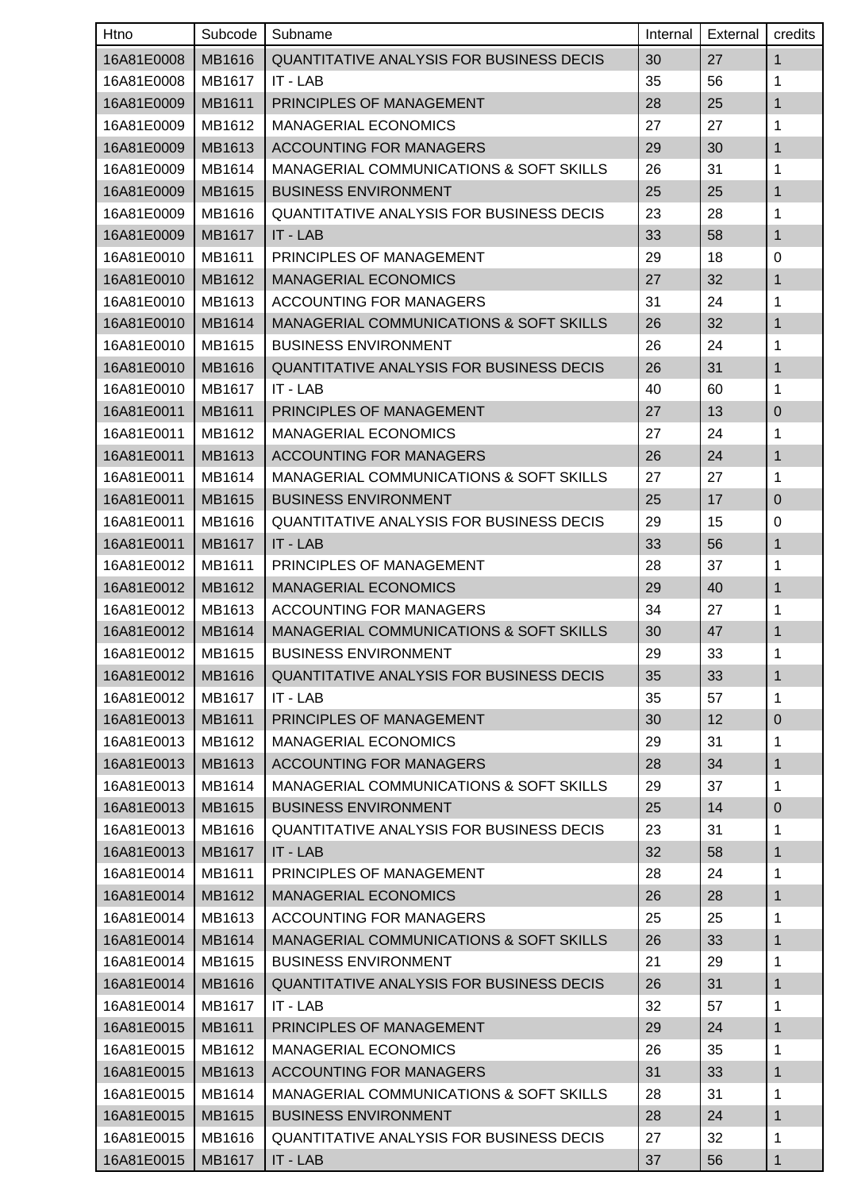| Htno | Subcode | Subname | Internal | External | credits |
|---|---|---|---|---|---|
| 16A81E0008 | MB1616 | QUANTITATIVE ANALYSIS FOR BUSINESS DECIS | 30 | 27 | 1 |
| 16A81E0008 | MB1617 | IT - LAB | 35 | 56 | 1 |
| 16A81E0009 | MB1611 | PRINCIPLES OF MANAGEMENT | 28 | 25 | 1 |
| 16A81E0009 | MB1612 | MANAGERIAL ECONOMICS | 27 | 27 | 1 |
| 16A81E0009 | MB1613 | ACCOUNTING FOR MANAGERS | 29 | 30 | 1 |
| 16A81E0009 | MB1614 | MANAGERIAL COMMUNICATIONS & SOFT SKILLS | 26 | 31 | 1 |
| 16A81E0009 | MB1615 | BUSINESS ENVIRONMENT | 25 | 25 | 1 |
| 16A81E0009 | MB1616 | QUANTITATIVE ANALYSIS FOR BUSINESS DECIS | 23 | 28 | 1 |
| 16A81E0009 | MB1617 | IT - LAB | 33 | 58 | 1 |
| 16A81E0010 | MB1611 | PRINCIPLES OF MANAGEMENT | 29 | 18 | 0 |
| 16A81E0010 | MB1612 | MANAGERIAL ECONOMICS | 27 | 32 | 1 |
| 16A81E0010 | MB1613 | ACCOUNTING FOR MANAGERS | 31 | 24 | 1 |
| 16A81E0010 | MB1614 | MANAGERIAL COMMUNICATIONS & SOFT SKILLS | 26 | 32 | 1 |
| 16A81E0010 | MB1615 | BUSINESS ENVIRONMENT | 26 | 24 | 1 |
| 16A81E0010 | MB1616 | QUANTITATIVE ANALYSIS FOR BUSINESS DECIS | 26 | 31 | 1 |
| 16A81E0010 | MB1617 | IT - LAB | 40 | 60 | 1 |
| 16A81E0011 | MB1611 | PRINCIPLES OF MANAGEMENT | 27 | 13 | 0 |
| 16A81E0011 | MB1612 | MANAGERIAL ECONOMICS | 27 | 24 | 1 |
| 16A81E0011 | MB1613 | ACCOUNTING FOR MANAGERS | 26 | 24 | 1 |
| 16A81E0011 | MB1614 | MANAGERIAL COMMUNICATIONS & SOFT SKILLS | 27 | 27 | 1 |
| 16A81E0011 | MB1615 | BUSINESS ENVIRONMENT | 25 | 17 | 0 |
| 16A81E0011 | MB1616 | QUANTITATIVE ANALYSIS FOR BUSINESS DECIS | 29 | 15 | 0 |
| 16A81E0011 | MB1617 | IT - LAB | 33 | 56 | 1 |
| 16A81E0012 | MB1611 | PRINCIPLES OF MANAGEMENT | 28 | 37 | 1 |
| 16A81E0012 | MB1612 | MANAGERIAL ECONOMICS | 29 | 40 | 1 |
| 16A81E0012 | MB1613 | ACCOUNTING FOR MANAGERS | 34 | 27 | 1 |
| 16A81E0012 | MB1614 | MANAGERIAL COMMUNICATIONS & SOFT SKILLS | 30 | 47 | 1 |
| 16A81E0012 | MB1615 | BUSINESS ENVIRONMENT | 29 | 33 | 1 |
| 16A81E0012 | MB1616 | QUANTITATIVE ANALYSIS FOR BUSINESS DECIS | 35 | 33 | 1 |
| 16A81E0012 | MB1617 | IT - LAB | 35 | 57 | 1 |
| 16A81E0013 | MB1611 | PRINCIPLES OF MANAGEMENT | 30 | 12 | 0 |
| 16A81E0013 | MB1612 | MANAGERIAL ECONOMICS | 29 | 31 | 1 |
| 16A81E0013 | MB1613 | ACCOUNTING FOR MANAGERS | 28 | 34 | 1 |
| 16A81E0013 | MB1614 | MANAGERIAL COMMUNICATIONS & SOFT SKILLS | 29 | 37 | 1 |
| 16A81E0013 | MB1615 | BUSINESS ENVIRONMENT | 25 | 14 | 0 |
| 16A81E0013 | MB1616 | QUANTITATIVE ANALYSIS FOR BUSINESS DECIS | 23 | 31 | 1 |
| 16A81E0013 | MB1617 | IT - LAB | 32 | 58 | 1 |
| 16A81E0014 | MB1611 | PRINCIPLES OF MANAGEMENT | 28 | 24 | 1 |
| 16A81E0014 | MB1612 | MANAGERIAL ECONOMICS | 26 | 28 | 1 |
| 16A81E0014 | MB1613 | ACCOUNTING FOR MANAGERS | 25 | 25 | 1 |
| 16A81E0014 | MB1614 | MANAGERIAL COMMUNICATIONS & SOFT SKILLS | 26 | 33 | 1 |
| 16A81E0014 | MB1615 | BUSINESS ENVIRONMENT | 21 | 29 | 1 |
| 16A81E0014 | MB1616 | QUANTITATIVE ANALYSIS FOR BUSINESS DECIS | 26 | 31 | 1 |
| 16A81E0014 | MB1617 | IT - LAB | 32 | 57 | 1 |
| 16A81E0015 | MB1611 | PRINCIPLES OF MANAGEMENT | 29 | 24 | 1 |
| 16A81E0015 | MB1612 | MANAGERIAL ECONOMICS | 26 | 35 | 1 |
| 16A81E0015 | MB1613 | ACCOUNTING FOR MANAGERS | 31 | 33 | 1 |
| 16A81E0015 | MB1614 | MANAGERIAL COMMUNICATIONS & SOFT SKILLS | 28 | 31 | 1 |
| 16A81E0015 | MB1615 | BUSINESS ENVIRONMENT | 28 | 24 | 1 |
| 16A81E0015 | MB1616 | QUANTITATIVE ANALYSIS FOR BUSINESS DECIS | 27 | 32 | 1 |
| 16A81E0015 | MB1617 | IT - LAB | 37 | 56 | 1 |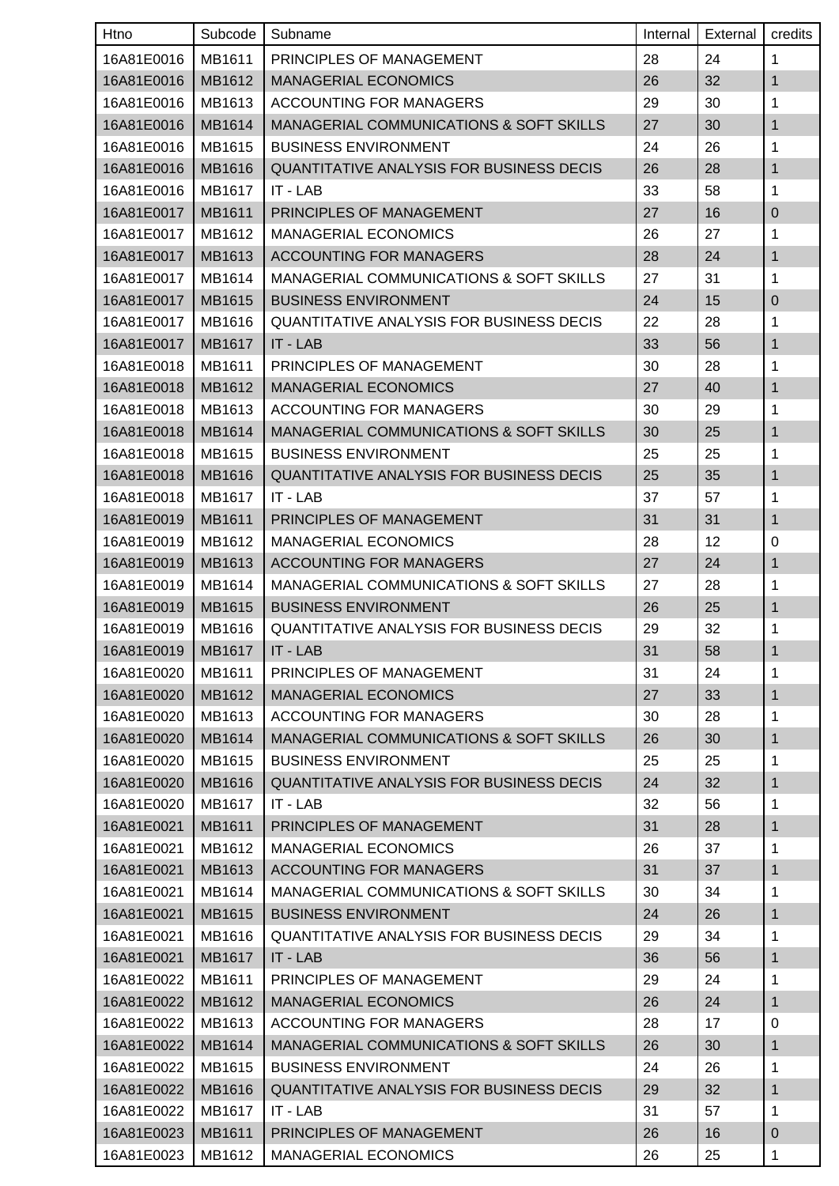| Htno | Subcode | Subname | Internal | External | credits |
|---|---|---|---|---|---|
| 16A81E0016 | MB1611 | PRINCIPLES OF MANAGEMENT | 28 | 24 | 1 |
| 16A81E0016 | MB1612 | MANAGERIAL ECONOMICS | 26 | 32 | 1 |
| 16A81E0016 | MB1613 | ACCOUNTING FOR MANAGERS | 29 | 30 | 1 |
| 16A81E0016 | MB1614 | MANAGERIAL COMMUNICATIONS & SOFT SKILLS | 27 | 30 | 1 |
| 16A81E0016 | MB1615 | BUSINESS ENVIRONMENT | 24 | 26 | 1 |
| 16A81E0016 | MB1616 | QUANTITATIVE ANALYSIS FOR BUSINESS DECIS | 26 | 28 | 1 |
| 16A81E0016 | MB1617 | IT - LAB | 33 | 58 | 1 |
| 16A81E0017 | MB1611 | PRINCIPLES OF MANAGEMENT | 27 | 16 | 0 |
| 16A81E0017 | MB1612 | MANAGERIAL ECONOMICS | 26 | 27 | 1 |
| 16A81E0017 | MB1613 | ACCOUNTING FOR MANAGERS | 28 | 24 | 1 |
| 16A81E0017 | MB1614 | MANAGERIAL COMMUNICATIONS & SOFT SKILLS | 27 | 31 | 1 |
| 16A81E0017 | MB1615 | BUSINESS ENVIRONMENT | 24 | 15 | 0 |
| 16A81E0017 | MB1616 | QUANTITATIVE ANALYSIS FOR BUSINESS DECIS | 22 | 28 | 1 |
| 16A81E0017 | MB1617 | IT - LAB | 33 | 56 | 1 |
| 16A81E0018 | MB1611 | PRINCIPLES OF MANAGEMENT | 30 | 28 | 1 |
| 16A81E0018 | MB1612 | MANAGERIAL ECONOMICS | 27 | 40 | 1 |
| 16A81E0018 | MB1613 | ACCOUNTING FOR MANAGERS | 30 | 29 | 1 |
| 16A81E0018 | MB1614 | MANAGERIAL COMMUNICATIONS & SOFT SKILLS | 30 | 25 | 1 |
| 16A81E0018 | MB1615 | BUSINESS ENVIRONMENT | 25 | 25 | 1 |
| 16A81E0018 | MB1616 | QUANTITATIVE ANALYSIS FOR BUSINESS DECIS | 25 | 35 | 1 |
| 16A81E0018 | MB1617 | IT - LAB | 37 | 57 | 1 |
| 16A81E0019 | MB1611 | PRINCIPLES OF MANAGEMENT | 31 | 31 | 1 |
| 16A81E0019 | MB1612 | MANAGERIAL ECONOMICS | 28 | 12 | 0 |
| 16A81E0019 | MB1613 | ACCOUNTING FOR MANAGERS | 27 | 24 | 1 |
| 16A81E0019 | MB1614 | MANAGERIAL COMMUNICATIONS & SOFT SKILLS | 27 | 28 | 1 |
| 16A81E0019 | MB1615 | BUSINESS ENVIRONMENT | 26 | 25 | 1 |
| 16A81E0019 | MB1616 | QUANTITATIVE ANALYSIS FOR BUSINESS DECIS | 29 | 32 | 1 |
| 16A81E0019 | MB1617 | IT - LAB | 31 | 58 | 1 |
| 16A81E0020 | MB1611 | PRINCIPLES OF MANAGEMENT | 31 | 24 | 1 |
| 16A81E0020 | MB1612 | MANAGERIAL ECONOMICS | 27 | 33 | 1 |
| 16A81E0020 | MB1613 | ACCOUNTING FOR MANAGERS | 30 | 28 | 1 |
| 16A81E0020 | MB1614 | MANAGERIAL COMMUNICATIONS & SOFT SKILLS | 26 | 30 | 1 |
| 16A81E0020 | MB1615 | BUSINESS ENVIRONMENT | 25 | 25 | 1 |
| 16A81E0020 | MB1616 | QUANTITATIVE ANALYSIS FOR BUSINESS DECIS | 24 | 32 | 1 |
| 16A81E0020 | MB1617 | IT - LAB | 32 | 56 | 1 |
| 16A81E0021 | MB1611 | PRINCIPLES OF MANAGEMENT | 31 | 28 | 1 |
| 16A81E0021 | MB1612 | MANAGERIAL ECONOMICS | 26 | 37 | 1 |
| 16A81E0021 | MB1613 | ACCOUNTING FOR MANAGERS | 31 | 37 | 1 |
| 16A81E0021 | MB1614 | MANAGERIAL COMMUNICATIONS & SOFT SKILLS | 30 | 34 | 1 |
| 16A81E0021 | MB1615 | BUSINESS ENVIRONMENT | 24 | 26 | 1 |
| 16A81E0021 | MB1616 | QUANTITATIVE ANALYSIS FOR BUSINESS DECIS | 29 | 34 | 1 |
| 16A81E0021 | MB1617 | IT - LAB | 36 | 56 | 1 |
| 16A81E0022 | MB1611 | PRINCIPLES OF MANAGEMENT | 29 | 24 | 1 |
| 16A81E0022 | MB1612 | MANAGERIAL ECONOMICS | 26 | 24 | 1 |
| 16A81E0022 | MB1613 | ACCOUNTING FOR MANAGERS | 28 | 17 | 0 |
| 16A81E0022 | MB1614 | MANAGERIAL COMMUNICATIONS & SOFT SKILLS | 26 | 30 | 1 |
| 16A81E0022 | MB1615 | BUSINESS ENVIRONMENT | 24 | 26 | 1 |
| 16A81E0022 | MB1616 | QUANTITATIVE ANALYSIS FOR BUSINESS DECIS | 29 | 32 | 1 |
| 16A81E0022 | MB1617 | IT - LAB | 31 | 57 | 1 |
| 16A81E0023 | MB1611 | PRINCIPLES OF MANAGEMENT | 26 | 16 | 0 |
| 16A81E0023 | MB1612 | MANAGERIAL ECONOMICS | 26 | 25 | 1 |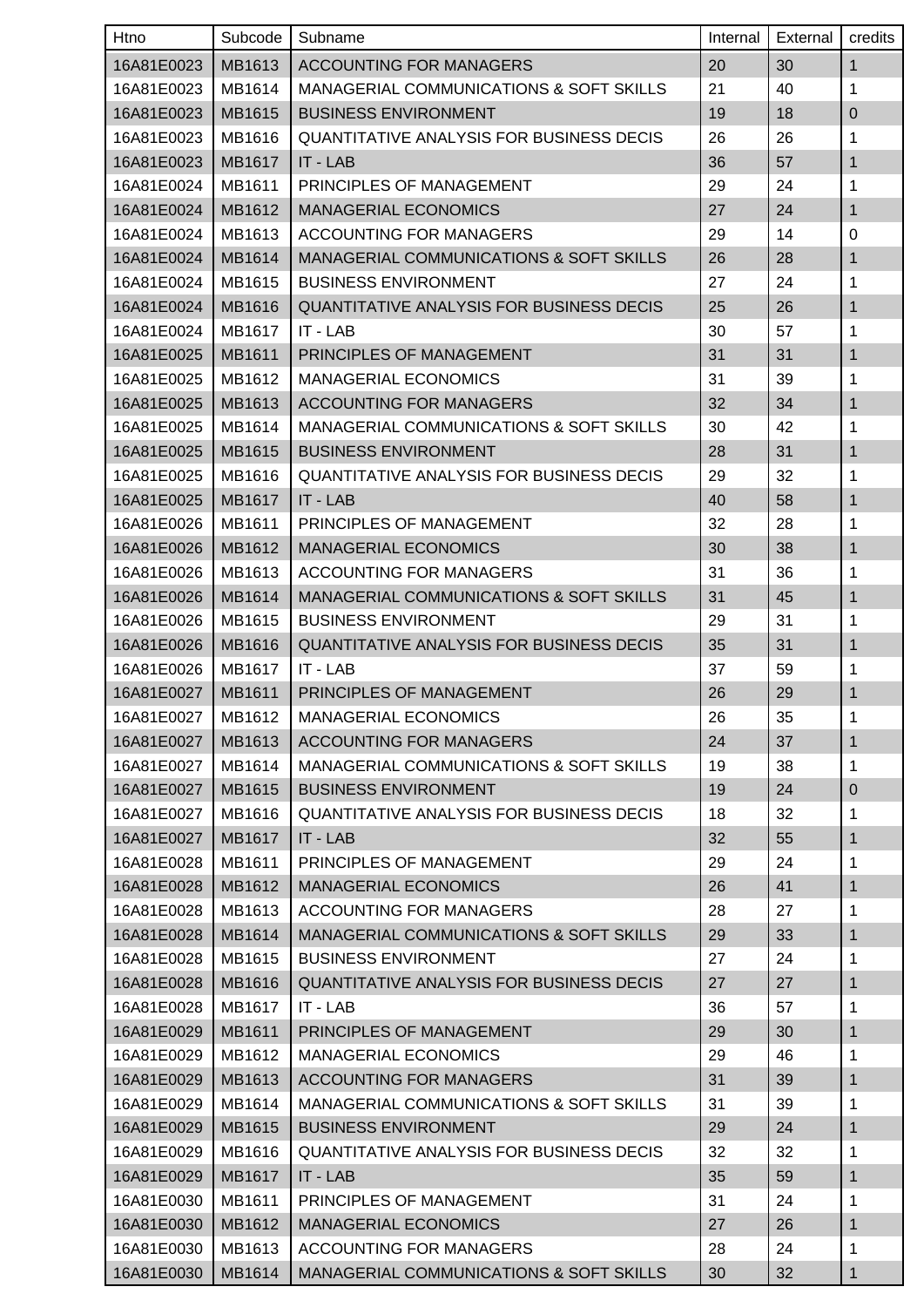| Htno | Subcode | Subname | Internal | External | credits |
|---|---|---|---|---|---|
| 16A81E0023 | MB1613 | ACCOUNTING FOR MANAGERS | 20 | 30 | 1 |
| 16A81E0023 | MB1614 | MANAGERIAL COMMUNICATIONS & SOFT SKILLS | 21 | 40 | 1 |
| 16A81E0023 | MB1615 | BUSINESS ENVIRONMENT | 19 | 18 | 0 |
| 16A81E0023 | MB1616 | QUANTITATIVE ANALYSIS FOR BUSINESS DECIS | 26 | 26 | 1 |
| 16A81E0023 | MB1617 | IT - LAB | 36 | 57 | 1 |
| 16A81E0024 | MB1611 | PRINCIPLES OF MANAGEMENT | 29 | 24 | 1 |
| 16A81E0024 | MB1612 | MANAGERIAL ECONOMICS | 27 | 24 | 1 |
| 16A81E0024 | MB1613 | ACCOUNTING FOR MANAGERS | 29 | 14 | 0 |
| 16A81E0024 | MB1614 | MANAGERIAL COMMUNICATIONS & SOFT SKILLS | 26 | 28 | 1 |
| 16A81E0024 | MB1615 | BUSINESS ENVIRONMENT | 27 | 24 | 1 |
| 16A81E0024 | MB1616 | QUANTITATIVE ANALYSIS FOR BUSINESS DECIS | 25 | 26 | 1 |
| 16A81E0024 | MB1617 | IT - LAB | 30 | 57 | 1 |
| 16A81E0025 | MB1611 | PRINCIPLES OF MANAGEMENT | 31 | 31 | 1 |
| 16A81E0025 | MB1612 | MANAGERIAL ECONOMICS | 31 | 39 | 1 |
| 16A81E0025 | MB1613 | ACCOUNTING FOR MANAGERS | 32 | 34 | 1 |
| 16A81E0025 | MB1614 | MANAGERIAL COMMUNICATIONS & SOFT SKILLS | 30 | 42 | 1 |
| 16A81E0025 | MB1615 | BUSINESS ENVIRONMENT | 28 | 31 | 1 |
| 16A81E0025 | MB1616 | QUANTITATIVE ANALYSIS FOR BUSINESS DECIS | 29 | 32 | 1 |
| 16A81E0025 | MB1617 | IT - LAB | 40 | 58 | 1 |
| 16A81E0026 | MB1611 | PRINCIPLES OF MANAGEMENT | 32 | 28 | 1 |
| 16A81E0026 | MB1612 | MANAGERIAL ECONOMICS | 30 | 38 | 1 |
| 16A81E0026 | MB1613 | ACCOUNTING FOR MANAGERS | 31 | 36 | 1 |
| 16A81E0026 | MB1614 | MANAGERIAL COMMUNICATIONS & SOFT SKILLS | 31 | 45 | 1 |
| 16A81E0026 | MB1615 | BUSINESS ENVIRONMENT | 29 | 31 | 1 |
| 16A81E0026 | MB1616 | QUANTITATIVE ANALYSIS FOR BUSINESS DECIS | 35 | 31 | 1 |
| 16A81E0026 | MB1617 | IT - LAB | 37 | 59 | 1 |
| 16A81E0027 | MB1611 | PRINCIPLES OF MANAGEMENT | 26 | 29 | 1 |
| 16A81E0027 | MB1612 | MANAGERIAL ECONOMICS | 26 | 35 | 1 |
| 16A81E0027 | MB1613 | ACCOUNTING FOR MANAGERS | 24 | 37 | 1 |
| 16A81E0027 | MB1614 | MANAGERIAL COMMUNICATIONS & SOFT SKILLS | 19 | 38 | 1 |
| 16A81E0027 | MB1615 | BUSINESS ENVIRONMENT | 19 | 24 | 0 |
| 16A81E0027 | MB1616 | QUANTITATIVE ANALYSIS FOR BUSINESS DECIS | 18 | 32 | 1 |
| 16A81E0027 | MB1617 | IT - LAB | 32 | 55 | 1 |
| 16A81E0028 | MB1611 | PRINCIPLES OF MANAGEMENT | 29 | 24 | 1 |
| 16A81E0028 | MB1612 | MANAGERIAL ECONOMICS | 26 | 41 | 1 |
| 16A81E0028 | MB1613 | ACCOUNTING FOR MANAGERS | 28 | 27 | 1 |
| 16A81E0028 | MB1614 | MANAGERIAL COMMUNICATIONS & SOFT SKILLS | 29 | 33 | 1 |
| 16A81E0028 | MB1615 | BUSINESS ENVIRONMENT | 27 | 24 | 1 |
| 16A81E0028 | MB1616 | QUANTITATIVE ANALYSIS FOR BUSINESS DECIS | 27 | 27 | 1 |
| 16A81E0028 | MB1617 | IT - LAB | 36 | 57 | 1 |
| 16A81E0029 | MB1611 | PRINCIPLES OF MANAGEMENT | 29 | 30 | 1 |
| 16A81E0029 | MB1612 | MANAGERIAL ECONOMICS | 29 | 46 | 1 |
| 16A81E0029 | MB1613 | ACCOUNTING FOR MANAGERS | 31 | 39 | 1 |
| 16A81E0029 | MB1614 | MANAGERIAL COMMUNICATIONS & SOFT SKILLS | 31 | 39 | 1 |
| 16A81E0029 | MB1615 | BUSINESS ENVIRONMENT | 29 | 24 | 1 |
| 16A81E0029 | MB1616 | QUANTITATIVE ANALYSIS FOR BUSINESS DECIS | 32 | 32 | 1 |
| 16A81E0029 | MB1617 | IT - LAB | 35 | 59 | 1 |
| 16A81E0030 | MB1611 | PRINCIPLES OF MANAGEMENT | 31 | 24 | 1 |
| 16A81E0030 | MB1612 | MANAGERIAL ECONOMICS | 27 | 26 | 1 |
| 16A81E0030 | MB1613 | ACCOUNTING FOR MANAGERS | 28 | 24 | 1 |
| 16A81E0030 | MB1614 | MANAGERIAL COMMUNICATIONS & SOFT SKILLS | 30 | 32 | 1 |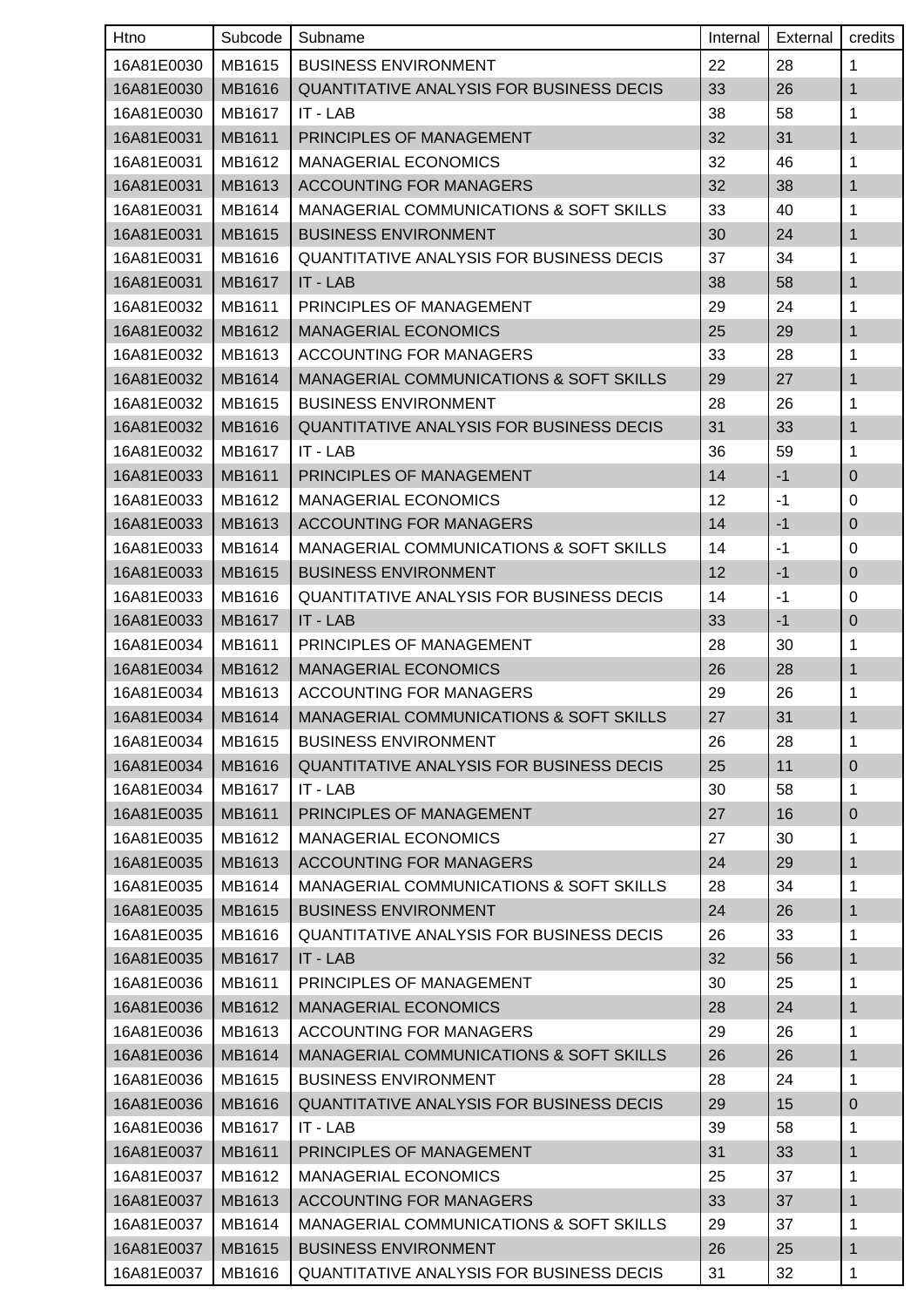| Htno | Subcode | Subname | Internal | External | credits |
| --- | --- | --- | --- | --- | --- |
| 16A81E0030 | MB1615 | BUSINESS ENVIRONMENT | 22 | 28 | 1 |
| 16A81E0030 | MB1616 | QUANTITATIVE ANALYSIS FOR BUSINESS DECIS | 33 | 26 | 1 |
| 16A81E0030 | MB1617 | IT - LAB | 38 | 58 | 1 |
| 16A81E0031 | MB1611 | PRINCIPLES OF MANAGEMENT | 32 | 31 | 1 |
| 16A81E0031 | MB1612 | MANAGERIAL ECONOMICS | 32 | 46 | 1 |
| 16A81E0031 | MB1613 | ACCOUNTING FOR MANAGERS | 32 | 38 | 1 |
| 16A81E0031 | MB1614 | MANAGERIAL COMMUNICATIONS & SOFT SKILLS | 33 | 40 | 1 |
| 16A81E0031 | MB1615 | BUSINESS ENVIRONMENT | 30 | 24 | 1 |
| 16A81E0031 | MB1616 | QUANTITATIVE ANALYSIS FOR BUSINESS DECIS | 37 | 34 | 1 |
| 16A81E0031 | MB1617 | IT - LAB | 38 | 58 | 1 |
| 16A81E0032 | MB1611 | PRINCIPLES OF MANAGEMENT | 29 | 24 | 1 |
| 16A81E0032 | MB1612 | MANAGERIAL ECONOMICS | 25 | 29 | 1 |
| 16A81E0032 | MB1613 | ACCOUNTING FOR MANAGERS | 33 | 28 | 1 |
| 16A81E0032 | MB1614 | MANAGERIAL COMMUNICATIONS & SOFT SKILLS | 29 | 27 | 1 |
| 16A81E0032 | MB1615 | BUSINESS ENVIRONMENT | 28 | 26 | 1 |
| 16A81E0032 | MB1616 | QUANTITATIVE ANALYSIS FOR BUSINESS DECIS | 31 | 33 | 1 |
| 16A81E0032 | MB1617 | IT - LAB | 36 | 59 | 1 |
| 16A81E0033 | MB1611 | PRINCIPLES OF MANAGEMENT | 14 | -1 | 0 |
| 16A81E0033 | MB1612 | MANAGERIAL ECONOMICS | 12 | -1 | 0 |
| 16A81E0033 | MB1613 | ACCOUNTING FOR MANAGERS | 14 | -1 | 0 |
| 16A81E0033 | MB1614 | MANAGERIAL COMMUNICATIONS & SOFT SKILLS | 14 | -1 | 0 |
| 16A81E0033 | MB1615 | BUSINESS ENVIRONMENT | 12 | -1 | 0 |
| 16A81E0033 | MB1616 | QUANTITATIVE ANALYSIS FOR BUSINESS DECIS | 14 | -1 | 0 |
| 16A81E0033 | MB1617 | IT - LAB | 33 | -1 | 0 |
| 16A81E0034 | MB1611 | PRINCIPLES OF MANAGEMENT | 28 | 30 | 1 |
| 16A81E0034 | MB1612 | MANAGERIAL ECONOMICS | 26 | 28 | 1 |
| 16A81E0034 | MB1613 | ACCOUNTING FOR MANAGERS | 29 | 26 | 1 |
| 16A81E0034 | MB1614 | MANAGERIAL COMMUNICATIONS & SOFT SKILLS | 27 | 31 | 1 |
| 16A81E0034 | MB1615 | BUSINESS ENVIRONMENT | 26 | 28 | 1 |
| 16A81E0034 | MB1616 | QUANTITATIVE ANALYSIS FOR BUSINESS DECIS | 25 | 11 | 0 |
| 16A81E0034 | MB1617 | IT - LAB | 30 | 58 | 1 |
| 16A81E0035 | MB1611 | PRINCIPLES OF MANAGEMENT | 27 | 16 | 0 |
| 16A81E0035 | MB1612 | MANAGERIAL ECONOMICS | 27 | 30 | 1 |
| 16A81E0035 | MB1613 | ACCOUNTING FOR MANAGERS | 24 | 29 | 1 |
| 16A81E0035 | MB1614 | MANAGERIAL COMMUNICATIONS & SOFT SKILLS | 28 | 34 | 1 |
| 16A81E0035 | MB1615 | BUSINESS ENVIRONMENT | 24 | 26 | 1 |
| 16A81E0035 | MB1616 | QUANTITATIVE ANALYSIS FOR BUSINESS DECIS | 26 | 33 | 1 |
| 16A81E0035 | MB1617 | IT - LAB | 32 | 56 | 1 |
| 16A81E0036 | MB1611 | PRINCIPLES OF MANAGEMENT | 30 | 25 | 1 |
| 16A81E0036 | MB1612 | MANAGERIAL ECONOMICS | 28 | 24 | 1 |
| 16A81E0036 | MB1613 | ACCOUNTING FOR MANAGERS | 29 | 26 | 1 |
| 16A81E0036 | MB1614 | MANAGERIAL COMMUNICATIONS & SOFT SKILLS | 26 | 26 | 1 |
| 16A81E0036 | MB1615 | BUSINESS ENVIRONMENT | 28 | 24 | 1 |
| 16A81E0036 | MB1616 | QUANTITATIVE ANALYSIS FOR BUSINESS DECIS | 29 | 15 | 0 |
| 16A81E0036 | MB1617 | IT - LAB | 39 | 58 | 1 |
| 16A81E0037 | MB1611 | PRINCIPLES OF MANAGEMENT | 31 | 33 | 1 |
| 16A81E0037 | MB1612 | MANAGERIAL ECONOMICS | 25 | 37 | 1 |
| 16A81E0037 | MB1613 | ACCOUNTING FOR MANAGERS | 33 | 37 | 1 |
| 16A81E0037 | MB1614 | MANAGERIAL COMMUNICATIONS & SOFT SKILLS | 29 | 37 | 1 |
| 16A81E0037 | MB1615 | BUSINESS ENVIRONMENT | 26 | 25 | 1 |
| 16A81E0037 | MB1616 | QUANTITATIVE ANALYSIS FOR BUSINESS DECIS | 31 | 32 | 1 |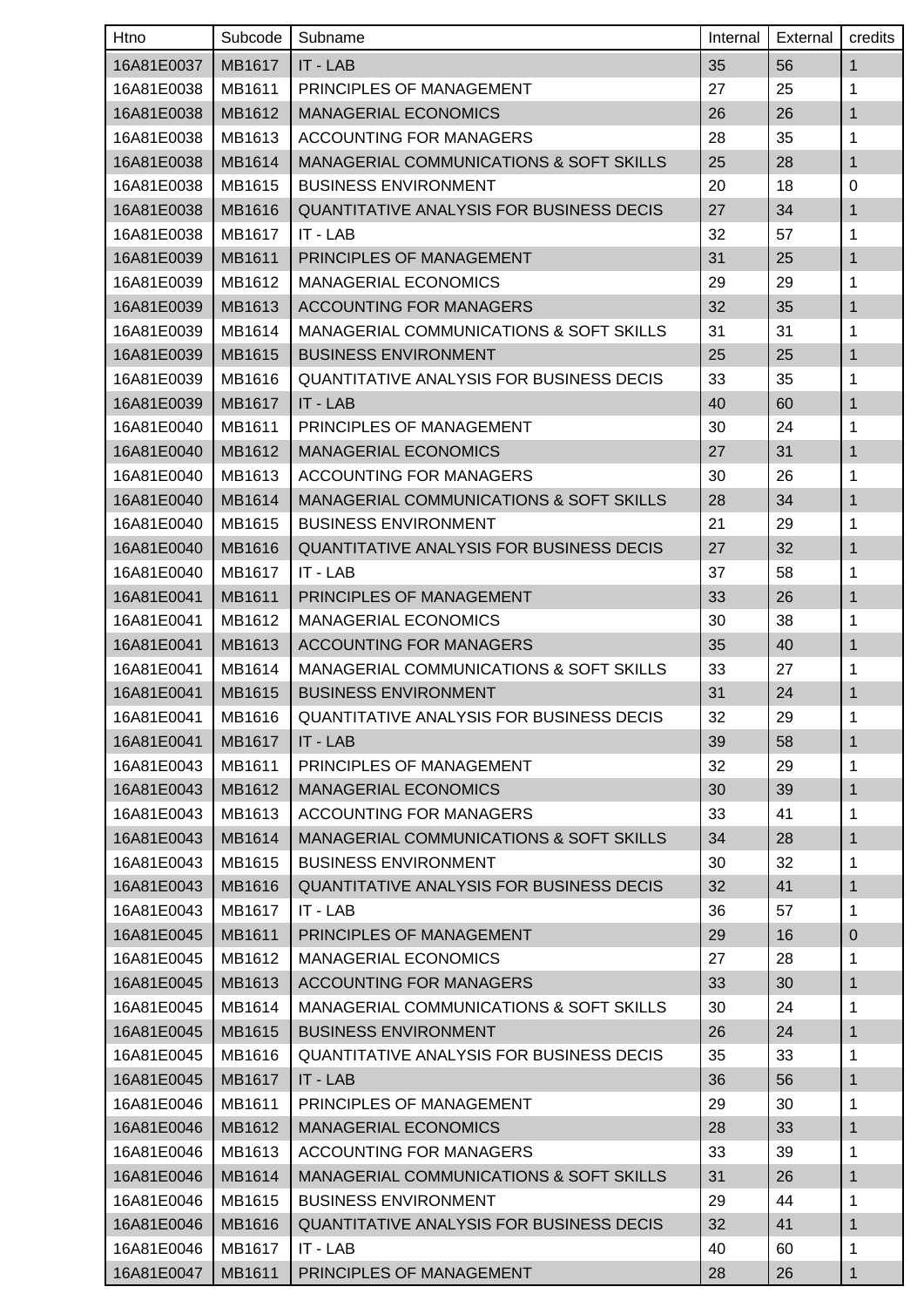| Htno | Subcode | Subname | Internal | External | credits |
| --- | --- | --- | --- | --- | --- |
| 16A81E0037 | MB1617 | IT - LAB | 35 | 56 | 1 |
| 16A81E0038 | MB1611 | PRINCIPLES OF MANAGEMENT | 27 | 25 | 1 |
| 16A81E0038 | MB1612 | MANAGERIAL ECONOMICS | 26 | 26 | 1 |
| 16A81E0038 | MB1613 | ACCOUNTING FOR MANAGERS | 28 | 35 | 1 |
| 16A81E0038 | MB1614 | MANAGERIAL COMMUNICATIONS & SOFT SKILLS | 25 | 28 | 1 |
| 16A81E0038 | MB1615 | BUSINESS ENVIRONMENT | 20 | 18 | 0 |
| 16A81E0038 | MB1616 | QUANTITATIVE ANALYSIS FOR BUSINESS DECIS | 27 | 34 | 1 |
| 16A81E0038 | MB1617 | IT - LAB | 32 | 57 | 1 |
| 16A81E0039 | MB1611 | PRINCIPLES OF MANAGEMENT | 31 | 25 | 1 |
| 16A81E0039 | MB1612 | MANAGERIAL ECONOMICS | 29 | 29 | 1 |
| 16A81E0039 | MB1613 | ACCOUNTING FOR MANAGERS | 32 | 35 | 1 |
| 16A81E0039 | MB1614 | MANAGERIAL COMMUNICATIONS & SOFT SKILLS | 31 | 31 | 1 |
| 16A81E0039 | MB1615 | BUSINESS ENVIRONMENT | 25 | 25 | 1 |
| 16A81E0039 | MB1616 | QUANTITATIVE ANALYSIS FOR BUSINESS DECIS | 33 | 35 | 1 |
| 16A81E0039 | MB1617 | IT - LAB | 40 | 60 | 1 |
| 16A81E0040 | MB1611 | PRINCIPLES OF MANAGEMENT | 30 | 24 | 1 |
| 16A81E0040 | MB1612 | MANAGERIAL ECONOMICS | 27 | 31 | 1 |
| 16A81E0040 | MB1613 | ACCOUNTING FOR MANAGERS | 30 | 26 | 1 |
| 16A81E0040 | MB1614 | MANAGERIAL COMMUNICATIONS & SOFT SKILLS | 28 | 34 | 1 |
| 16A81E0040 | MB1615 | BUSINESS ENVIRONMENT | 21 | 29 | 1 |
| 16A81E0040 | MB1616 | QUANTITATIVE ANALYSIS FOR BUSINESS DECIS | 27 | 32 | 1 |
| 16A81E0040 | MB1617 | IT - LAB | 37 | 58 | 1 |
| 16A81E0041 | MB1611 | PRINCIPLES OF MANAGEMENT | 33 | 26 | 1 |
| 16A81E0041 | MB1612 | MANAGERIAL ECONOMICS | 30 | 38 | 1 |
| 16A81E0041 | MB1613 | ACCOUNTING FOR MANAGERS | 35 | 40 | 1 |
| 16A81E0041 | MB1614 | MANAGERIAL COMMUNICATIONS & SOFT SKILLS | 33 | 27 | 1 |
| 16A81E0041 | MB1615 | BUSINESS ENVIRONMENT | 31 | 24 | 1 |
| 16A81E0041 | MB1616 | QUANTITATIVE ANALYSIS FOR BUSINESS DECIS | 32 | 29 | 1 |
| 16A81E0041 | MB1617 | IT - LAB | 39 | 58 | 1 |
| 16A81E0043 | MB1611 | PRINCIPLES OF MANAGEMENT | 32 | 29 | 1 |
| 16A81E0043 | MB1612 | MANAGERIAL ECONOMICS | 30 | 39 | 1 |
| 16A81E0043 | MB1613 | ACCOUNTING FOR MANAGERS | 33 | 41 | 1 |
| 16A81E0043 | MB1614 | MANAGERIAL COMMUNICATIONS & SOFT SKILLS | 34 | 28 | 1 |
| 16A81E0043 | MB1615 | BUSINESS ENVIRONMENT | 30 | 32 | 1 |
| 16A81E0043 | MB1616 | QUANTITATIVE ANALYSIS FOR BUSINESS DECIS | 32 | 41 | 1 |
| 16A81E0043 | MB1617 | IT - LAB | 36 | 57 | 1 |
| 16A81E0045 | MB1611 | PRINCIPLES OF MANAGEMENT | 29 | 16 | 0 |
| 16A81E0045 | MB1612 | MANAGERIAL ECONOMICS | 27 | 28 | 1 |
| 16A81E0045 | MB1613 | ACCOUNTING FOR MANAGERS | 33 | 30 | 1 |
| 16A81E0045 | MB1614 | MANAGERIAL COMMUNICATIONS & SOFT SKILLS | 30 | 24 | 1 |
| 16A81E0045 | MB1615 | BUSINESS ENVIRONMENT | 26 | 24 | 1 |
| 16A81E0045 | MB1616 | QUANTITATIVE ANALYSIS FOR BUSINESS DECIS | 35 | 33 | 1 |
| 16A81E0045 | MB1617 | IT - LAB | 36 | 56 | 1 |
| 16A81E0046 | MB1611 | PRINCIPLES OF MANAGEMENT | 29 | 30 | 1 |
| 16A81E0046 | MB1612 | MANAGERIAL ECONOMICS | 28 | 33 | 1 |
| 16A81E0046 | MB1613 | ACCOUNTING FOR MANAGERS | 33 | 39 | 1 |
| 16A81E0046 | MB1614 | MANAGERIAL COMMUNICATIONS & SOFT SKILLS | 31 | 26 | 1 |
| 16A81E0046 | MB1615 | BUSINESS ENVIRONMENT | 29 | 44 | 1 |
| 16A81E0046 | MB1616 | QUANTITATIVE ANALYSIS FOR BUSINESS DECIS | 32 | 41 | 1 |
| 16A81E0046 | MB1617 | IT - LAB | 40 | 60 | 1 |
| 16A81E0047 | MB1611 | PRINCIPLES OF MANAGEMENT | 28 | 26 | 1 |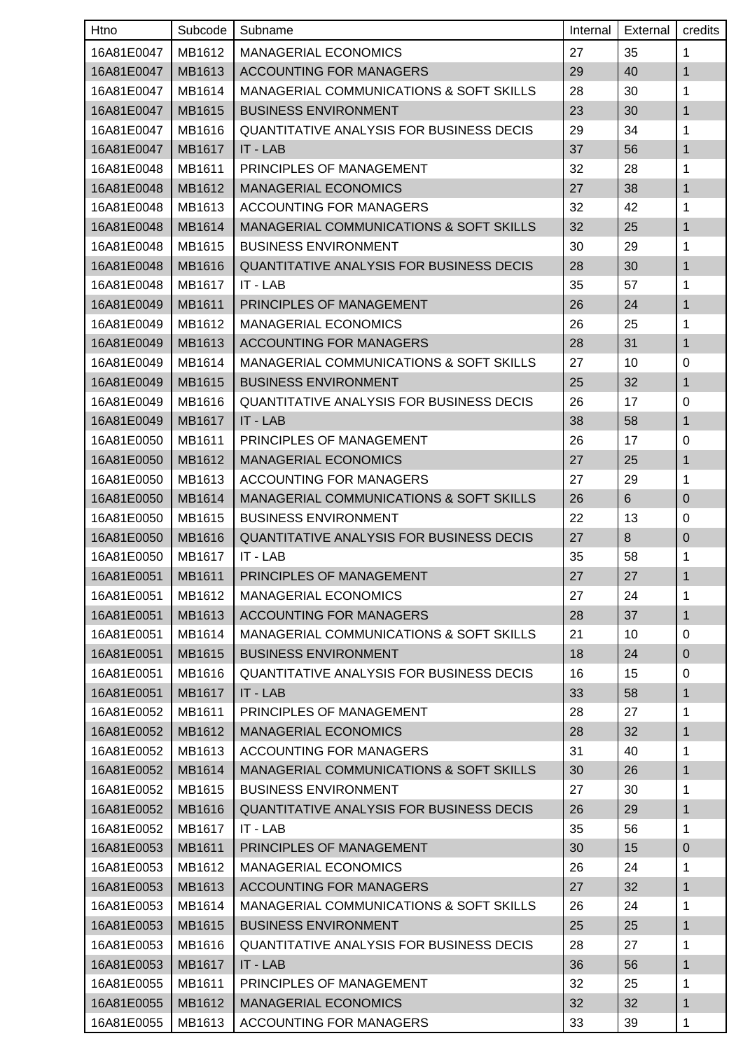| Htno | Subcode | Subname | Internal | External | credits |
| --- | --- | --- | --- | --- | --- |
| 16A81E0047 | MB1612 | MANAGERIAL ECONOMICS | 27 | 35 | 1 |
| 16A81E0047 | MB1613 | ACCOUNTING FOR MANAGERS | 29 | 40 | 1 |
| 16A81E0047 | MB1614 | MANAGERIAL COMMUNICATIONS & SOFT SKILLS | 28 | 30 | 1 |
| 16A81E0047 | MB1615 | BUSINESS ENVIRONMENT | 23 | 30 | 1 |
| 16A81E0047 | MB1616 | QUANTITATIVE ANALYSIS FOR BUSINESS DECIS | 29 | 34 | 1 |
| 16A81E0047 | MB1617 | IT - LAB | 37 | 56 | 1 |
| 16A81E0048 | MB1611 | PRINCIPLES OF MANAGEMENT | 32 | 28 | 1 |
| 16A81E0048 | MB1612 | MANAGERIAL ECONOMICS | 27 | 38 | 1 |
| 16A81E0048 | MB1613 | ACCOUNTING FOR MANAGERS | 32 | 42 | 1 |
| 16A81E0048 | MB1614 | MANAGERIAL COMMUNICATIONS & SOFT SKILLS | 32 | 25 | 1 |
| 16A81E0048 | MB1615 | BUSINESS ENVIRONMENT | 30 | 29 | 1 |
| 16A81E0048 | MB1616 | QUANTITATIVE ANALYSIS FOR BUSINESS DECIS | 28 | 30 | 1 |
| 16A81E0048 | MB1617 | IT - LAB | 35 | 57 | 1 |
| 16A81E0049 | MB1611 | PRINCIPLES OF MANAGEMENT | 26 | 24 | 1 |
| 16A81E0049 | MB1612 | MANAGERIAL ECONOMICS | 26 | 25 | 1 |
| 16A81E0049 | MB1613 | ACCOUNTING FOR MANAGERS | 28 | 31 | 1 |
| 16A81E0049 | MB1614 | MANAGERIAL COMMUNICATIONS & SOFT SKILLS | 27 | 10 | 0 |
| 16A81E0049 | MB1615 | BUSINESS ENVIRONMENT | 25 | 32 | 1 |
| 16A81E0049 | MB1616 | QUANTITATIVE ANALYSIS FOR BUSINESS DECIS | 26 | 17 | 0 |
| 16A81E0049 | MB1617 | IT - LAB | 38 | 58 | 1 |
| 16A81E0050 | MB1611 | PRINCIPLES OF MANAGEMENT | 26 | 17 | 0 |
| 16A81E0050 | MB1612 | MANAGERIAL ECONOMICS | 27 | 25 | 1 |
| 16A81E0050 | MB1613 | ACCOUNTING FOR MANAGERS | 27 | 29 | 1 |
| 16A81E0050 | MB1614 | MANAGERIAL COMMUNICATIONS & SOFT SKILLS | 26 | 6 | 0 |
| 16A81E0050 | MB1615 | BUSINESS ENVIRONMENT | 22 | 13 | 0 |
| 16A81E0050 | MB1616 | QUANTITATIVE ANALYSIS FOR BUSINESS DECIS | 27 | 8 | 0 |
| 16A81E0050 | MB1617 | IT - LAB | 35 | 58 | 1 |
| 16A81E0051 | MB1611 | PRINCIPLES OF MANAGEMENT | 27 | 27 | 1 |
| 16A81E0051 | MB1612 | MANAGERIAL ECONOMICS | 27 | 24 | 1 |
| 16A81E0051 | MB1613 | ACCOUNTING FOR MANAGERS | 28 | 37 | 1 |
| 16A81E0051 | MB1614 | MANAGERIAL COMMUNICATIONS & SOFT SKILLS | 21 | 10 | 0 |
| 16A81E0051 | MB1615 | BUSINESS ENVIRONMENT | 18 | 24 | 0 |
| 16A81E0051 | MB1616 | QUANTITATIVE ANALYSIS FOR BUSINESS DECIS | 16 | 15 | 0 |
| 16A81E0051 | MB1617 | IT - LAB | 33 | 58 | 1 |
| 16A81E0052 | MB1611 | PRINCIPLES OF MANAGEMENT | 28 | 27 | 1 |
| 16A81E0052 | MB1612 | MANAGERIAL ECONOMICS | 28 | 32 | 1 |
| 16A81E0052 | MB1613 | ACCOUNTING FOR MANAGERS | 31 | 40 | 1 |
| 16A81E0052 | MB1614 | MANAGERIAL COMMUNICATIONS & SOFT SKILLS | 30 | 26 | 1 |
| 16A81E0052 | MB1615 | BUSINESS ENVIRONMENT | 27 | 30 | 1 |
| 16A81E0052 | MB1616 | QUANTITATIVE ANALYSIS FOR BUSINESS DECIS | 26 | 29 | 1 |
| 16A81E0052 | MB1617 | IT - LAB | 35 | 56 | 1 |
| 16A81E0053 | MB1611 | PRINCIPLES OF MANAGEMENT | 30 | 15 | 0 |
| 16A81E0053 | MB1612 | MANAGERIAL ECONOMICS | 26 | 24 | 1 |
| 16A81E0053 | MB1613 | ACCOUNTING FOR MANAGERS | 27 | 32 | 1 |
| 16A81E0053 | MB1614 | MANAGERIAL COMMUNICATIONS & SOFT SKILLS | 26 | 24 | 1 |
| 16A81E0053 | MB1615 | BUSINESS ENVIRONMENT | 25 | 25 | 1 |
| 16A81E0053 | MB1616 | QUANTITATIVE ANALYSIS FOR BUSINESS DECIS | 28 | 27 | 1 |
| 16A81E0053 | MB1617 | IT - LAB | 36 | 56 | 1 |
| 16A81E0055 | MB1611 | PRINCIPLES OF MANAGEMENT | 32 | 25 | 1 |
| 16A81E0055 | MB1612 | MANAGERIAL ECONOMICS | 32 | 32 | 1 |
| 16A81E0055 | MB1613 | ACCOUNTING FOR MANAGERS | 33 | 39 | 1 |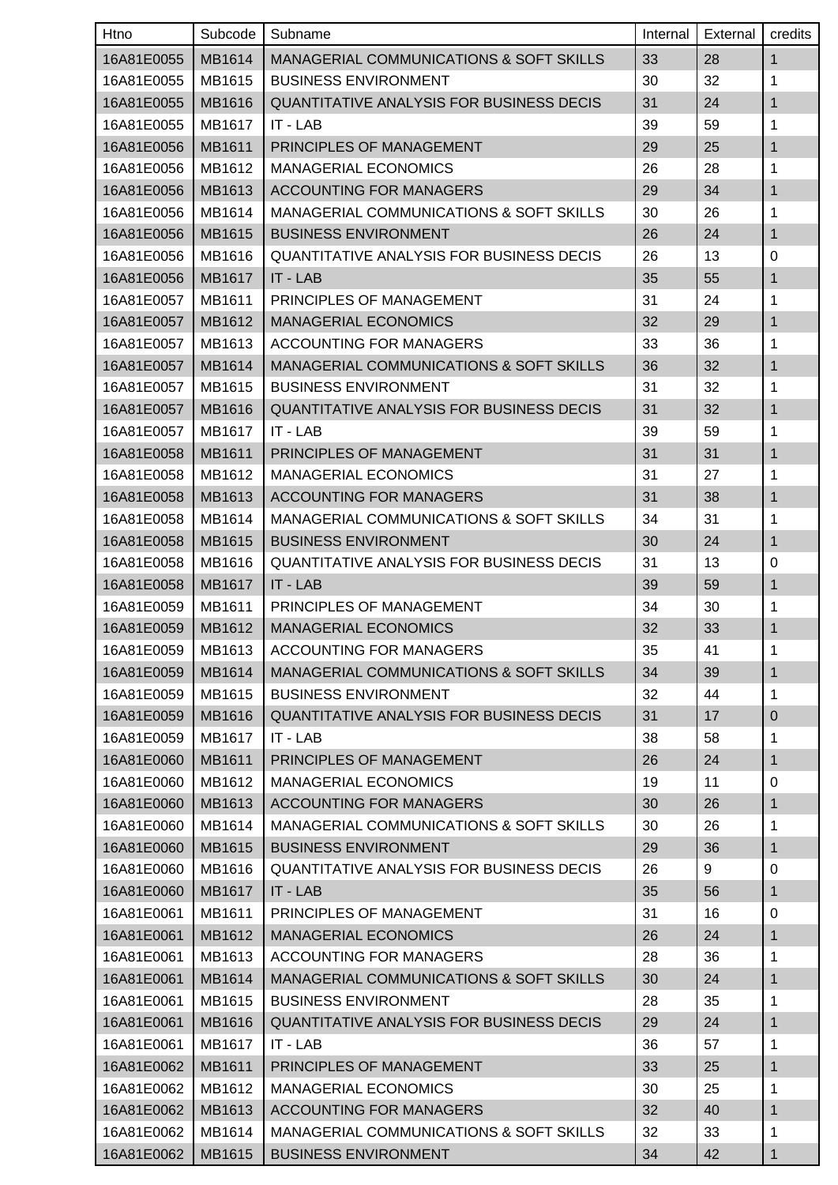| Htno | Subcode | Subname | Internal | External | credits |
|---|---|---|---|---|---|
| 16A81E0055 | MB1614 | MANAGERIAL COMMUNICATIONS & SOFT SKILLS | 33 | 28 | 1 |
| 16A81E0055 | MB1615 | BUSINESS ENVIRONMENT | 30 | 32 | 1 |
| 16A81E0055 | MB1616 | QUANTITATIVE ANALYSIS FOR BUSINESS DECIS | 31 | 24 | 1 |
| 16A81E0055 | MB1617 | IT - LAB | 39 | 59 | 1 |
| 16A81E0056 | MB1611 | PRINCIPLES OF MANAGEMENT | 29 | 25 | 1 |
| 16A81E0056 | MB1612 | MANAGERIAL ECONOMICS | 26 | 28 | 1 |
| 16A81E0056 | MB1613 | ACCOUNTING FOR MANAGERS | 29 | 34 | 1 |
| 16A81E0056 | MB1614 | MANAGERIAL COMMUNICATIONS & SOFT SKILLS | 30 | 26 | 1 |
| 16A81E0056 | MB1615 | BUSINESS ENVIRONMENT | 26 | 24 | 1 |
| 16A81E0056 | MB1616 | QUANTITATIVE ANALYSIS FOR BUSINESS DECIS | 26 | 13 | 0 |
| 16A81E0056 | MB1617 | IT - LAB | 35 | 55 | 1 |
| 16A81E0057 | MB1611 | PRINCIPLES OF MANAGEMENT | 31 | 24 | 1 |
| 16A81E0057 | MB1612 | MANAGERIAL ECONOMICS | 32 | 29 | 1 |
| 16A81E0057 | MB1613 | ACCOUNTING FOR MANAGERS | 33 | 36 | 1 |
| 16A81E0057 | MB1614 | MANAGERIAL COMMUNICATIONS & SOFT SKILLS | 36 | 32 | 1 |
| 16A81E0057 | MB1615 | BUSINESS ENVIRONMENT | 31 | 32 | 1 |
| 16A81E0057 | MB1616 | QUANTITATIVE ANALYSIS FOR BUSINESS DECIS | 31 | 32 | 1 |
| 16A81E0057 | MB1617 | IT - LAB | 39 | 59 | 1 |
| 16A81E0058 | MB1611 | PRINCIPLES OF MANAGEMENT | 31 | 31 | 1 |
| 16A81E0058 | MB1612 | MANAGERIAL ECONOMICS | 31 | 27 | 1 |
| 16A81E0058 | MB1613 | ACCOUNTING FOR MANAGERS | 31 | 38 | 1 |
| 16A81E0058 | MB1614 | MANAGERIAL COMMUNICATIONS & SOFT SKILLS | 34 | 31 | 1 |
| 16A81E0058 | MB1615 | BUSINESS ENVIRONMENT | 30 | 24 | 1 |
| 16A81E0058 | MB1616 | QUANTITATIVE ANALYSIS FOR BUSINESS DECIS | 31 | 13 | 0 |
| 16A81E0058 | MB1617 | IT - LAB | 39 | 59 | 1 |
| 16A81E0059 | MB1611 | PRINCIPLES OF MANAGEMENT | 34 | 30 | 1 |
| 16A81E0059 | MB1612 | MANAGERIAL ECONOMICS | 32 | 33 | 1 |
| 16A81E0059 | MB1613 | ACCOUNTING FOR MANAGERS | 35 | 41 | 1 |
| 16A81E0059 | MB1614 | MANAGERIAL COMMUNICATIONS & SOFT SKILLS | 34 | 39 | 1 |
| 16A81E0059 | MB1615 | BUSINESS ENVIRONMENT | 32 | 44 | 1 |
| 16A81E0059 | MB1616 | QUANTITATIVE ANALYSIS FOR BUSINESS DECIS | 31 | 17 | 0 |
| 16A81E0059 | MB1617 | IT - LAB | 38 | 58 | 1 |
| 16A81E0060 | MB1611 | PRINCIPLES OF MANAGEMENT | 26 | 24 | 1 |
| 16A81E0060 | MB1612 | MANAGERIAL ECONOMICS | 19 | 11 | 0 |
| 16A81E0060 | MB1613 | ACCOUNTING FOR MANAGERS | 30 | 26 | 1 |
| 16A81E0060 | MB1614 | MANAGERIAL COMMUNICATIONS & SOFT SKILLS | 30 | 26 | 1 |
| 16A81E0060 | MB1615 | BUSINESS ENVIRONMENT | 29 | 36 | 1 |
| 16A81E0060 | MB1616 | QUANTITATIVE ANALYSIS FOR BUSINESS DECIS | 26 | 9 | 0 |
| 16A81E0060 | MB1617 | IT - LAB | 35 | 56 | 1 |
| 16A81E0061 | MB1611 | PRINCIPLES OF MANAGEMENT | 31 | 16 | 0 |
| 16A81E0061 | MB1612 | MANAGERIAL ECONOMICS | 26 | 24 | 1 |
| 16A81E0061 | MB1613 | ACCOUNTING FOR MANAGERS | 28 | 36 | 1 |
| 16A81E0061 | MB1614 | MANAGERIAL COMMUNICATIONS & SOFT SKILLS | 30 | 24 | 1 |
| 16A81E0061 | MB1615 | BUSINESS ENVIRONMENT | 28 | 35 | 1 |
| 16A81E0061 | MB1616 | QUANTITATIVE ANALYSIS FOR BUSINESS DECIS | 29 | 24 | 1 |
| 16A81E0061 | MB1617 | IT - LAB | 36 | 57 | 1 |
| 16A81E0062 | MB1611 | PRINCIPLES OF MANAGEMENT | 33 | 25 | 1 |
| 16A81E0062 | MB1612 | MANAGERIAL ECONOMICS | 30 | 25 | 1 |
| 16A81E0062 | MB1613 | ACCOUNTING FOR MANAGERS | 32 | 40 | 1 |
| 16A81E0062 | MB1614 | MANAGERIAL COMMUNICATIONS & SOFT SKILLS | 32 | 33 | 1 |
| 16A81E0062 | MB1615 | BUSINESS ENVIRONMENT | 34 | 42 | 1 |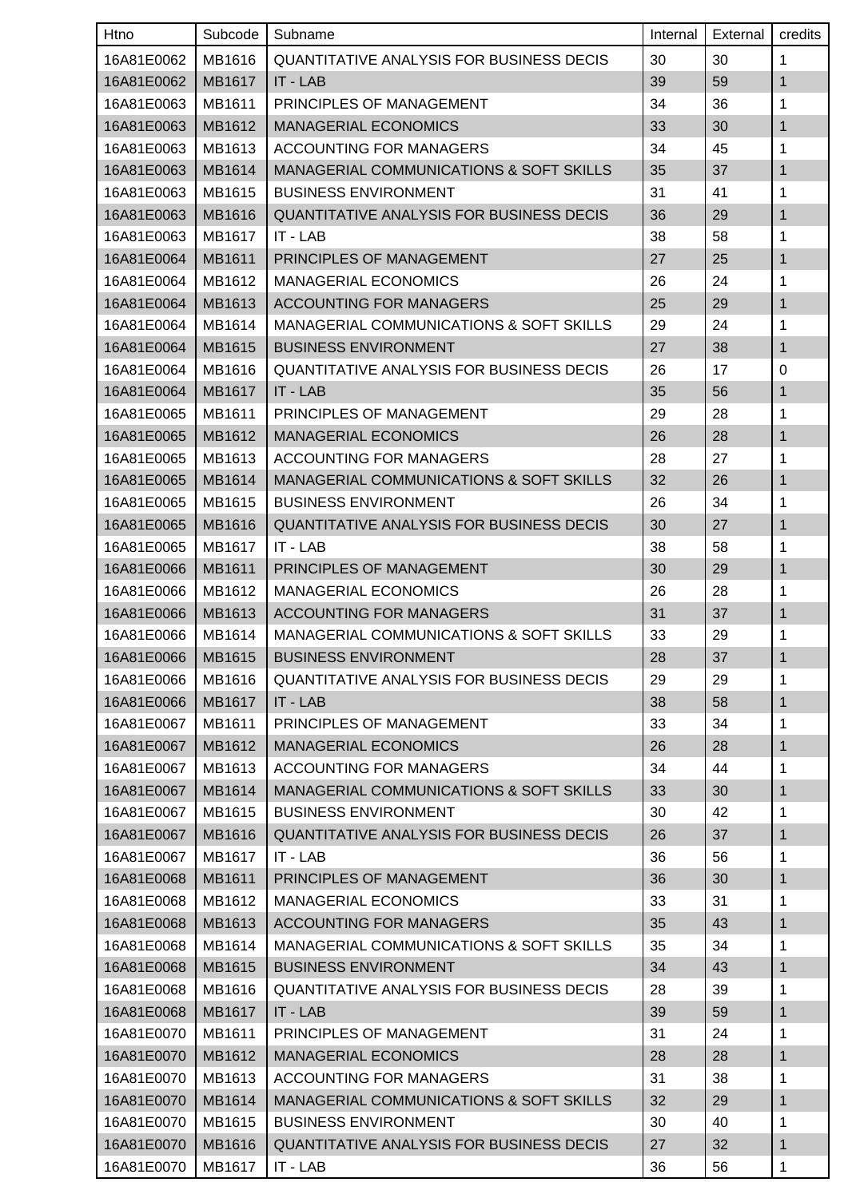| Htno | Subcode | Subname | Internal | External | credits |
|---|---|---|---|---|---|
| 16A81E0062 | MB1616 | QUANTITATIVE ANALYSIS FOR BUSINESS DECIS | 30 | 30 | 1 |
| 16A81E0062 | MB1617 | IT - LAB | 39 | 59 | 1 |
| 16A81E0063 | MB1611 | PRINCIPLES OF MANAGEMENT | 34 | 36 | 1 |
| 16A81E0063 | MB1612 | MANAGERIAL ECONOMICS | 33 | 30 | 1 |
| 16A81E0063 | MB1613 | ACCOUNTING FOR MANAGERS | 34 | 45 | 1 |
| 16A81E0063 | MB1614 | MANAGERIAL COMMUNICATIONS & SOFT SKILLS | 35 | 37 | 1 |
| 16A81E0063 | MB1615 | BUSINESS ENVIRONMENT | 31 | 41 | 1 |
| 16A81E0063 | MB1616 | QUANTITATIVE ANALYSIS FOR BUSINESS DECIS | 36 | 29 | 1 |
| 16A81E0063 | MB1617 | IT - LAB | 38 | 58 | 1 |
| 16A81E0064 | MB1611 | PRINCIPLES OF MANAGEMENT | 27 | 25 | 1 |
| 16A81E0064 | MB1612 | MANAGERIAL ECONOMICS | 26 | 24 | 1 |
| 16A81E0064 | MB1613 | ACCOUNTING FOR MANAGERS | 25 | 29 | 1 |
| 16A81E0064 | MB1614 | MANAGERIAL COMMUNICATIONS & SOFT SKILLS | 29 | 24 | 1 |
| 16A81E0064 | MB1615 | BUSINESS ENVIRONMENT | 27 | 38 | 1 |
| 16A81E0064 | MB1616 | QUANTITATIVE ANALYSIS FOR BUSINESS DECIS | 26 | 17 | 0 |
| 16A81E0064 | MB1617 | IT - LAB | 35 | 56 | 1 |
| 16A81E0065 | MB1611 | PRINCIPLES OF MANAGEMENT | 29 | 28 | 1 |
| 16A81E0065 | MB1612 | MANAGERIAL ECONOMICS | 26 | 28 | 1 |
| 16A81E0065 | MB1613 | ACCOUNTING FOR MANAGERS | 28 | 27 | 1 |
| 16A81E0065 | MB1614 | MANAGERIAL COMMUNICATIONS & SOFT SKILLS | 32 | 26 | 1 |
| 16A81E0065 | MB1615 | BUSINESS ENVIRONMENT | 26 | 34 | 1 |
| 16A81E0065 | MB1616 | QUANTITATIVE ANALYSIS FOR BUSINESS DECIS | 30 | 27 | 1 |
| 16A81E0065 | MB1617 | IT - LAB | 38 | 58 | 1 |
| 16A81E0066 | MB1611 | PRINCIPLES OF MANAGEMENT | 30 | 29 | 1 |
| 16A81E0066 | MB1612 | MANAGERIAL ECONOMICS | 26 | 28 | 1 |
| 16A81E0066 | MB1613 | ACCOUNTING FOR MANAGERS | 31 | 37 | 1 |
| 16A81E0066 | MB1614 | MANAGERIAL COMMUNICATIONS & SOFT SKILLS | 33 | 29 | 1 |
| 16A81E0066 | MB1615 | BUSINESS ENVIRONMENT | 28 | 37 | 1 |
| 16A81E0066 | MB1616 | QUANTITATIVE ANALYSIS FOR BUSINESS DECIS | 29 | 29 | 1 |
| 16A81E0066 | MB1617 | IT - LAB | 38 | 58 | 1 |
| 16A81E0067 | MB1611 | PRINCIPLES OF MANAGEMENT | 33 | 34 | 1 |
| 16A81E0067 | MB1612 | MANAGERIAL ECONOMICS | 26 | 28 | 1 |
| 16A81E0067 | MB1613 | ACCOUNTING FOR MANAGERS | 34 | 44 | 1 |
| 16A81E0067 | MB1614 | MANAGERIAL COMMUNICATIONS & SOFT SKILLS | 33 | 30 | 1 |
| 16A81E0067 | MB1615 | BUSINESS ENVIRONMENT | 30 | 42 | 1 |
| 16A81E0067 | MB1616 | QUANTITATIVE ANALYSIS FOR BUSINESS DECIS | 26 | 37 | 1 |
| 16A81E0067 | MB1617 | IT - LAB | 36 | 56 | 1 |
| 16A81E0068 | MB1611 | PRINCIPLES OF MANAGEMENT | 36 | 30 | 1 |
| 16A81E0068 | MB1612 | MANAGERIAL ECONOMICS | 33 | 31 | 1 |
| 16A81E0068 | MB1613 | ACCOUNTING FOR MANAGERS | 35 | 43 | 1 |
| 16A81E0068 | MB1614 | MANAGERIAL COMMUNICATIONS & SOFT SKILLS | 35 | 34 | 1 |
| 16A81E0068 | MB1615 | BUSINESS ENVIRONMENT | 34 | 43 | 1 |
| 16A81E0068 | MB1616 | QUANTITATIVE ANALYSIS FOR BUSINESS DECIS | 28 | 39 | 1 |
| 16A81E0068 | MB1617 | IT - LAB | 39 | 59 | 1 |
| 16A81E0070 | MB1611 | PRINCIPLES OF MANAGEMENT | 31 | 24 | 1 |
| 16A81E0070 | MB1612 | MANAGERIAL ECONOMICS | 28 | 28 | 1 |
| 16A81E0070 | MB1613 | ACCOUNTING FOR MANAGERS | 31 | 38 | 1 |
| 16A81E0070 | MB1614 | MANAGERIAL COMMUNICATIONS & SOFT SKILLS | 32 | 29 | 1 |
| 16A81E0070 | MB1615 | BUSINESS ENVIRONMENT | 30 | 40 | 1 |
| 16A81E0070 | MB1616 | QUANTITATIVE ANALYSIS FOR BUSINESS DECIS | 27 | 32 | 1 |
| 16A81E0070 | MB1617 | IT - LAB | 36 | 56 | 1 |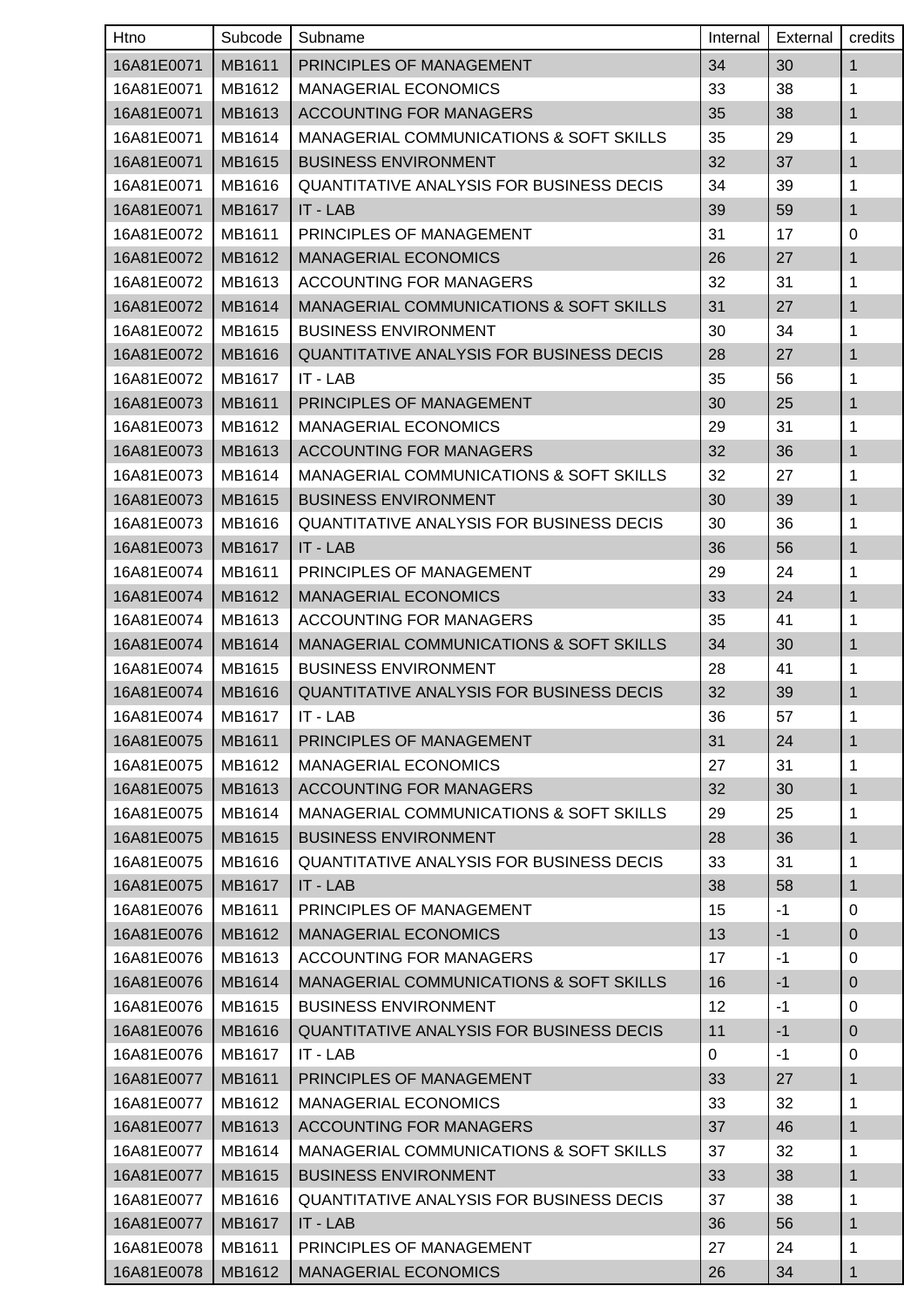| Htno | Subcode | Subname | Internal | External | credits |
|---|---|---|---|---|---|
| 16A81E0071 | MB1611 | PRINCIPLES OF MANAGEMENT | 34 | 30 | 1 |
| 16A81E0071 | MB1612 | MANAGERIAL ECONOMICS | 33 | 38 | 1 |
| 16A81E0071 | MB1613 | ACCOUNTING FOR MANAGERS | 35 | 38 | 1 |
| 16A81E0071 | MB1614 | MANAGERIAL COMMUNICATIONS & SOFT SKILLS | 35 | 29 | 1 |
| 16A81E0071 | MB1615 | BUSINESS ENVIRONMENT | 32 | 37 | 1 |
| 16A81E0071 | MB1616 | QUANTITATIVE ANALYSIS FOR BUSINESS DECIS | 34 | 39 | 1 |
| 16A81E0071 | MB1617 | IT - LAB | 39 | 59 | 1 |
| 16A81E0072 | MB1611 | PRINCIPLES OF MANAGEMENT | 31 | 17 | 0 |
| 16A81E0072 | MB1612 | MANAGERIAL ECONOMICS | 26 | 27 | 1 |
| 16A81E0072 | MB1613 | ACCOUNTING FOR MANAGERS | 32 | 31 | 1 |
| 16A81E0072 | MB1614 | MANAGERIAL COMMUNICATIONS & SOFT SKILLS | 31 | 27 | 1 |
| 16A81E0072 | MB1615 | BUSINESS ENVIRONMENT | 30 | 34 | 1 |
| 16A81E0072 | MB1616 | QUANTITATIVE ANALYSIS FOR BUSINESS DECIS | 28 | 27 | 1 |
| 16A81E0072 | MB1617 | IT - LAB | 35 | 56 | 1 |
| 16A81E0073 | MB1611 | PRINCIPLES OF MANAGEMENT | 30 | 25 | 1 |
| 16A81E0073 | MB1612 | MANAGERIAL ECONOMICS | 29 | 31 | 1 |
| 16A81E0073 | MB1613 | ACCOUNTING FOR MANAGERS | 32 | 36 | 1 |
| 16A81E0073 | MB1614 | MANAGERIAL COMMUNICATIONS & SOFT SKILLS | 32 | 27 | 1 |
| 16A81E0073 | MB1615 | BUSINESS ENVIRONMENT | 30 | 39 | 1 |
| 16A81E0073 | MB1616 | QUANTITATIVE ANALYSIS FOR BUSINESS DECIS | 30 | 36 | 1 |
| 16A81E0073 | MB1617 | IT - LAB | 36 | 56 | 1 |
| 16A81E0074 | MB1611 | PRINCIPLES OF MANAGEMENT | 29 | 24 | 1 |
| 16A81E0074 | MB1612 | MANAGERIAL ECONOMICS | 33 | 24 | 1 |
| 16A81E0074 | MB1613 | ACCOUNTING FOR MANAGERS | 35 | 41 | 1 |
| 16A81E0074 | MB1614 | MANAGERIAL COMMUNICATIONS & SOFT SKILLS | 34 | 30 | 1 |
| 16A81E0074 | MB1615 | BUSINESS ENVIRONMENT | 28 | 41 | 1 |
| 16A81E0074 | MB1616 | QUANTITATIVE ANALYSIS FOR BUSINESS DECIS | 32 | 39 | 1 |
| 16A81E0074 | MB1617 | IT - LAB | 36 | 57 | 1 |
| 16A81E0075 | MB1611 | PRINCIPLES OF MANAGEMENT | 31 | 24 | 1 |
| 16A81E0075 | MB1612 | MANAGERIAL ECONOMICS | 27 | 31 | 1 |
| 16A81E0075 | MB1613 | ACCOUNTING FOR MANAGERS | 32 | 30 | 1 |
| 16A81E0075 | MB1614 | MANAGERIAL COMMUNICATIONS & SOFT SKILLS | 29 | 25 | 1 |
| 16A81E0075 | MB1615 | BUSINESS ENVIRONMENT | 28 | 36 | 1 |
| 16A81E0075 | MB1616 | QUANTITATIVE ANALYSIS FOR BUSINESS DECIS | 33 | 31 | 1 |
| 16A81E0075 | MB1617 | IT - LAB | 38 | 58 | 1 |
| 16A81E0076 | MB1611 | PRINCIPLES OF MANAGEMENT | 15 | -1 | 0 |
| 16A81E0076 | MB1612 | MANAGERIAL ECONOMICS | 13 | -1 | 0 |
| 16A81E0076 | MB1613 | ACCOUNTING FOR MANAGERS | 17 | -1 | 0 |
| 16A81E0076 | MB1614 | MANAGERIAL COMMUNICATIONS & SOFT SKILLS | 16 | -1 | 0 |
| 16A81E0076 | MB1615 | BUSINESS ENVIRONMENT | 12 | -1 | 0 |
| 16A81E0076 | MB1616 | QUANTITATIVE ANALYSIS FOR BUSINESS DECIS | 11 | -1 | 0 |
| 16A81E0076 | MB1617 | IT - LAB | 0 | -1 | 0 |
| 16A81E0077 | MB1611 | PRINCIPLES OF MANAGEMENT | 33 | 27 | 1 |
| 16A81E0077 | MB1612 | MANAGERIAL ECONOMICS | 33 | 32 | 1 |
| 16A81E0077 | MB1613 | ACCOUNTING FOR MANAGERS | 37 | 46 | 1 |
| 16A81E0077 | MB1614 | MANAGERIAL COMMUNICATIONS & SOFT SKILLS | 37 | 32 | 1 |
| 16A81E0077 | MB1615 | BUSINESS ENVIRONMENT | 33 | 38 | 1 |
| 16A81E0077 | MB1616 | QUANTITATIVE ANALYSIS FOR BUSINESS DECIS | 37 | 38 | 1 |
| 16A81E0077 | MB1617 | IT - LAB | 36 | 56 | 1 |
| 16A81E0078 | MB1611 | PRINCIPLES OF MANAGEMENT | 27 | 24 | 1 |
| 16A81E0078 | MB1612 | MANAGERIAL ECONOMICS | 26 | 34 | 1 |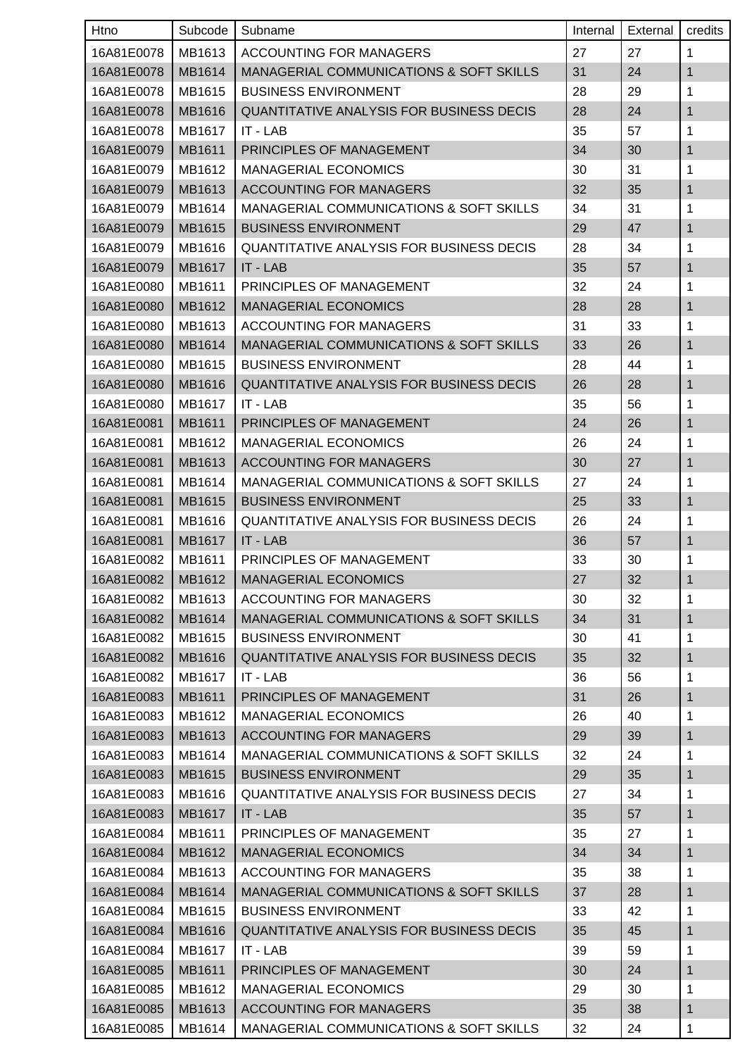| Htno | Subcode | Subname | Internal | External | credits |
|---|---|---|---|---|---|
| 16A81E0078 | MB1613 | ACCOUNTING FOR MANAGERS | 27 | 27 | 1 |
| 16A81E0078 | MB1614 | MANAGERIAL COMMUNICATIONS & SOFT SKILLS | 31 | 24 | 1 |
| 16A81E0078 | MB1615 | BUSINESS ENVIRONMENT | 28 | 29 | 1 |
| 16A81E0078 | MB1616 | QUANTITATIVE ANALYSIS FOR BUSINESS DECIS | 28 | 24 | 1 |
| 16A81E0078 | MB1617 | IT - LAB | 35 | 57 | 1 |
| 16A81E0079 | MB1611 | PRINCIPLES OF MANAGEMENT | 34 | 30 | 1 |
| 16A81E0079 | MB1612 | MANAGERIAL ECONOMICS | 30 | 31 | 1 |
| 16A81E0079 | MB1613 | ACCOUNTING FOR MANAGERS | 32 | 35 | 1 |
| 16A81E0079 | MB1614 | MANAGERIAL COMMUNICATIONS & SOFT SKILLS | 34 | 31 | 1 |
| 16A81E0079 | MB1615 | BUSINESS ENVIRONMENT | 29 | 47 | 1 |
| 16A81E0079 | MB1616 | QUANTITATIVE ANALYSIS FOR BUSINESS DECIS | 28 | 34 | 1 |
| 16A81E0079 | MB1617 | IT - LAB | 35 | 57 | 1 |
| 16A81E0080 | MB1611 | PRINCIPLES OF MANAGEMENT | 32 | 24 | 1 |
| 16A81E0080 | MB1612 | MANAGERIAL ECONOMICS | 28 | 28 | 1 |
| 16A81E0080 | MB1613 | ACCOUNTING FOR MANAGERS | 31 | 33 | 1 |
| 16A81E0080 | MB1614 | MANAGERIAL COMMUNICATIONS & SOFT SKILLS | 33 | 26 | 1 |
| 16A81E0080 | MB1615 | BUSINESS ENVIRONMENT | 28 | 44 | 1 |
| 16A81E0080 | MB1616 | QUANTITATIVE ANALYSIS FOR BUSINESS DECIS | 26 | 28 | 1 |
| 16A81E0080 | MB1617 | IT - LAB | 35 | 56 | 1 |
| 16A81E0081 | MB1611 | PRINCIPLES OF MANAGEMENT | 24 | 26 | 1 |
| 16A81E0081 | MB1612 | MANAGERIAL ECONOMICS | 26 | 24 | 1 |
| 16A81E0081 | MB1613 | ACCOUNTING FOR MANAGERS | 30 | 27 | 1 |
| 16A81E0081 | MB1614 | MANAGERIAL COMMUNICATIONS & SOFT SKILLS | 27 | 24 | 1 |
| 16A81E0081 | MB1615 | BUSINESS ENVIRONMENT | 25 | 33 | 1 |
| 16A81E0081 | MB1616 | QUANTITATIVE ANALYSIS FOR BUSINESS DECIS | 26 | 24 | 1 |
| 16A81E0081 | MB1617 | IT - LAB | 36 | 57 | 1 |
| 16A81E0082 | MB1611 | PRINCIPLES OF MANAGEMENT | 33 | 30 | 1 |
| 16A81E0082 | MB1612 | MANAGERIAL ECONOMICS | 27 | 32 | 1 |
| 16A81E0082 | MB1613 | ACCOUNTING FOR MANAGERS | 30 | 32 | 1 |
| 16A81E0082 | MB1614 | MANAGERIAL COMMUNICATIONS & SOFT SKILLS | 34 | 31 | 1 |
| 16A81E0082 | MB1615 | BUSINESS ENVIRONMENT | 30 | 41 | 1 |
| 16A81E0082 | MB1616 | QUANTITATIVE ANALYSIS FOR BUSINESS DECIS | 35 | 32 | 1 |
| 16A81E0082 | MB1617 | IT - LAB | 36 | 56 | 1 |
| 16A81E0083 | MB1611 | PRINCIPLES OF MANAGEMENT | 31 | 26 | 1 |
| 16A81E0083 | MB1612 | MANAGERIAL ECONOMICS | 26 | 40 | 1 |
| 16A81E0083 | MB1613 | ACCOUNTING FOR MANAGERS | 29 | 39 | 1 |
| 16A81E0083 | MB1614 | MANAGERIAL COMMUNICATIONS & SOFT SKILLS | 32 | 24 | 1 |
| 16A81E0083 | MB1615 | BUSINESS ENVIRONMENT | 29 | 35 | 1 |
| 16A81E0083 | MB1616 | QUANTITATIVE ANALYSIS FOR BUSINESS DECIS | 27 | 34 | 1 |
| 16A81E0083 | MB1617 | IT - LAB | 35 | 57 | 1 |
| 16A81E0084 | MB1611 | PRINCIPLES OF MANAGEMENT | 35 | 27 | 1 |
| 16A81E0084 | MB1612 | MANAGERIAL ECONOMICS | 34 | 34 | 1 |
| 16A81E0084 | MB1613 | ACCOUNTING FOR MANAGERS | 35 | 38 | 1 |
| 16A81E0084 | MB1614 | MANAGERIAL COMMUNICATIONS & SOFT SKILLS | 37 | 28 | 1 |
| 16A81E0084 | MB1615 | BUSINESS ENVIRONMENT | 33 | 42 | 1 |
| 16A81E0084 | MB1616 | QUANTITATIVE ANALYSIS FOR BUSINESS DECIS | 35 | 45 | 1 |
| 16A81E0084 | MB1617 | IT - LAB | 39 | 59 | 1 |
| 16A81E0085 | MB1611 | PRINCIPLES OF MANAGEMENT | 30 | 24 | 1 |
| 16A81E0085 | MB1612 | MANAGERIAL ECONOMICS | 29 | 30 | 1 |
| 16A81E0085 | MB1613 | ACCOUNTING FOR MANAGERS | 35 | 38 | 1 |
| 16A81E0085 | MB1614 | MANAGERIAL COMMUNICATIONS & SOFT SKILLS | 32 | 24 | 1 |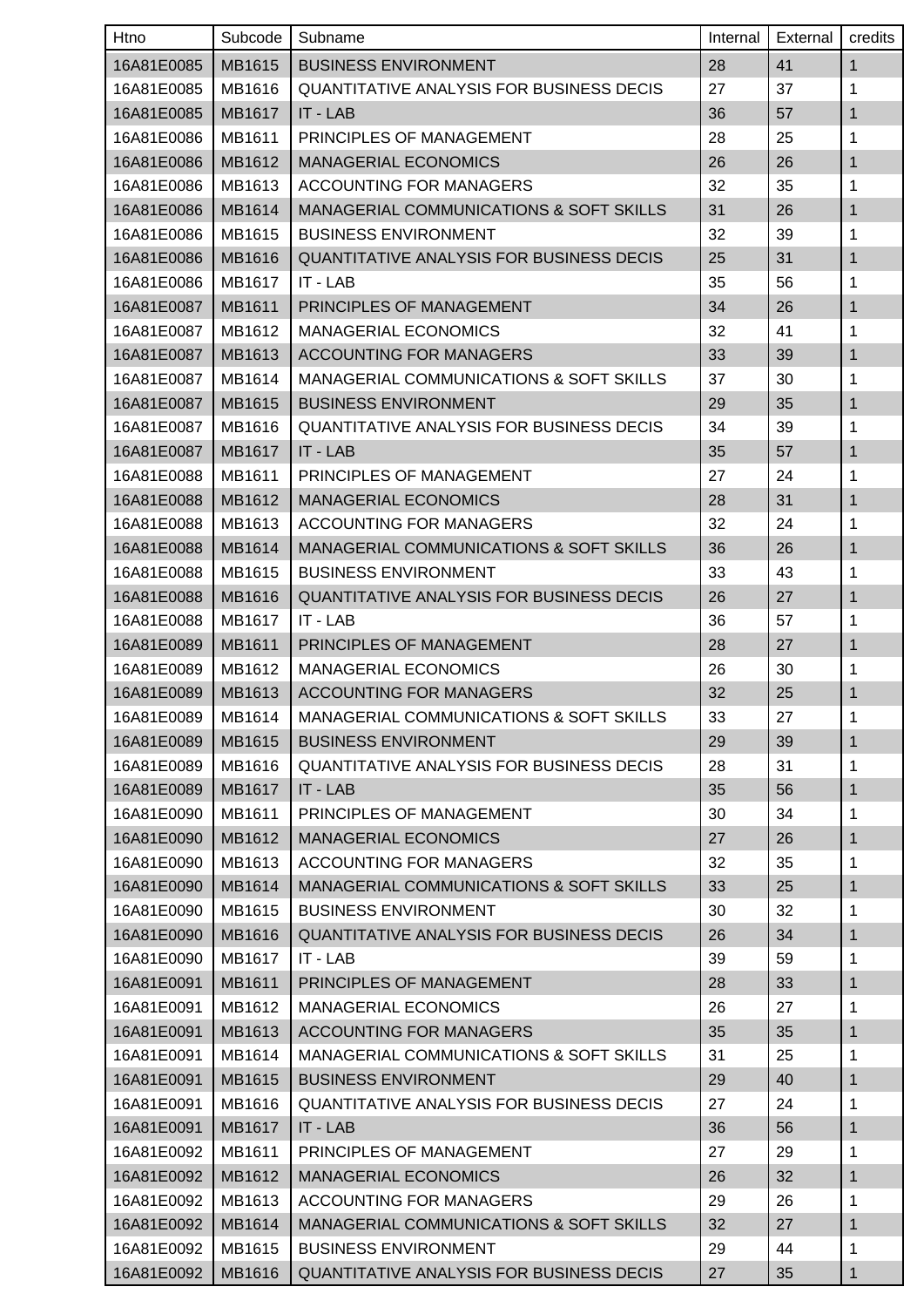| Htno | Subcode | Subname | Internal | External | credits |
|---|---|---|---|---|---|
| 16A81E0085 | MB1615 | BUSINESS ENVIRONMENT | 28 | 41 | 1 |
| 16A81E0085 | MB1616 | QUANTITATIVE ANALYSIS FOR BUSINESS DECIS | 27 | 37 | 1 |
| 16A81E0085 | MB1617 | IT - LAB | 36 | 57 | 1 |
| 16A81E0086 | MB1611 | PRINCIPLES OF MANAGEMENT | 28 | 25 | 1 |
| 16A81E0086 | MB1612 | MANAGERIAL ECONOMICS | 26 | 26 | 1 |
| 16A81E0086 | MB1613 | ACCOUNTING FOR MANAGERS | 32 | 35 | 1 |
| 16A81E0086 | MB1614 | MANAGERIAL COMMUNICATIONS & SOFT SKILLS | 31 | 26 | 1 |
| 16A81E0086 | MB1615 | BUSINESS ENVIRONMENT | 32 | 39 | 1 |
| 16A81E0086 | MB1616 | QUANTITATIVE ANALYSIS FOR BUSINESS DECIS | 25 | 31 | 1 |
| 16A81E0086 | MB1617 | IT - LAB | 35 | 56 | 1 |
| 16A81E0087 | MB1611 | PRINCIPLES OF MANAGEMENT | 34 | 26 | 1 |
| 16A81E0087 | MB1612 | MANAGERIAL ECONOMICS | 32 | 41 | 1 |
| 16A81E0087 | MB1613 | ACCOUNTING FOR MANAGERS | 33 | 39 | 1 |
| 16A81E0087 | MB1614 | MANAGERIAL COMMUNICATIONS & SOFT SKILLS | 37 | 30 | 1 |
| 16A81E0087 | MB1615 | BUSINESS ENVIRONMENT | 29 | 35 | 1 |
| 16A81E0087 | MB1616 | QUANTITATIVE ANALYSIS FOR BUSINESS DECIS | 34 | 39 | 1 |
| 16A81E0087 | MB1617 | IT - LAB | 35 | 57 | 1 |
| 16A81E0088 | MB1611 | PRINCIPLES OF MANAGEMENT | 27 | 24 | 1 |
| 16A81E0088 | MB1612 | MANAGERIAL ECONOMICS | 28 | 31 | 1 |
| 16A81E0088 | MB1613 | ACCOUNTING FOR MANAGERS | 32 | 24 | 1 |
| 16A81E0088 | MB1614 | MANAGERIAL COMMUNICATIONS & SOFT SKILLS | 36 | 26 | 1 |
| 16A81E0088 | MB1615 | BUSINESS ENVIRONMENT | 33 | 43 | 1 |
| 16A81E0088 | MB1616 | QUANTITATIVE ANALYSIS FOR BUSINESS DECIS | 26 | 27 | 1 |
| 16A81E0088 | MB1617 | IT - LAB | 36 | 57 | 1 |
| 16A81E0089 | MB1611 | PRINCIPLES OF MANAGEMENT | 28 | 27 | 1 |
| 16A81E0089 | MB1612 | MANAGERIAL ECONOMICS | 26 | 30 | 1 |
| 16A81E0089 | MB1613 | ACCOUNTING FOR MANAGERS | 32 | 25 | 1 |
| 16A81E0089 | MB1614 | MANAGERIAL COMMUNICATIONS & SOFT SKILLS | 33 | 27 | 1 |
| 16A81E0089 | MB1615 | BUSINESS ENVIRONMENT | 29 | 39 | 1 |
| 16A81E0089 | MB1616 | QUANTITATIVE ANALYSIS FOR BUSINESS DECIS | 28 | 31 | 1 |
| 16A81E0089 | MB1617 | IT - LAB | 35 | 56 | 1 |
| 16A81E0090 | MB1611 | PRINCIPLES OF MANAGEMENT | 30 | 34 | 1 |
| 16A81E0090 | MB1612 | MANAGERIAL ECONOMICS | 27 | 26 | 1 |
| 16A81E0090 | MB1613 | ACCOUNTING FOR MANAGERS | 32 | 35 | 1 |
| 16A81E0090 | MB1614 | MANAGERIAL COMMUNICATIONS & SOFT SKILLS | 33 | 25 | 1 |
| 16A81E0090 | MB1615 | BUSINESS ENVIRONMENT | 30 | 32 | 1 |
| 16A81E0090 | MB1616 | QUANTITATIVE ANALYSIS FOR BUSINESS DECIS | 26 | 34 | 1 |
| 16A81E0090 | MB1617 | IT - LAB | 39 | 59 | 1 |
| 16A81E0091 | MB1611 | PRINCIPLES OF MANAGEMENT | 28 | 33 | 1 |
| 16A81E0091 | MB1612 | MANAGERIAL ECONOMICS | 26 | 27 | 1 |
| 16A81E0091 | MB1613 | ACCOUNTING FOR MANAGERS | 35 | 35 | 1 |
| 16A81E0091 | MB1614 | MANAGERIAL COMMUNICATIONS & SOFT SKILLS | 31 | 25 | 1 |
| 16A81E0091 | MB1615 | BUSINESS ENVIRONMENT | 29 | 40 | 1 |
| 16A81E0091 | MB1616 | QUANTITATIVE ANALYSIS FOR BUSINESS DECIS | 27 | 24 | 1 |
| 16A81E0091 | MB1617 | IT - LAB | 36 | 56 | 1 |
| 16A81E0092 | MB1611 | PRINCIPLES OF MANAGEMENT | 27 | 29 | 1 |
| 16A81E0092 | MB1612 | MANAGERIAL ECONOMICS | 26 | 32 | 1 |
| 16A81E0092 | MB1613 | ACCOUNTING FOR MANAGERS | 29 | 26 | 1 |
| 16A81E0092 | MB1614 | MANAGERIAL COMMUNICATIONS & SOFT SKILLS | 32 | 27 | 1 |
| 16A81E0092 | MB1615 | BUSINESS ENVIRONMENT | 29 | 44 | 1 |
| 16A81E0092 | MB1616 | QUANTITATIVE ANALYSIS FOR BUSINESS DECIS | 27 | 35 | 1 |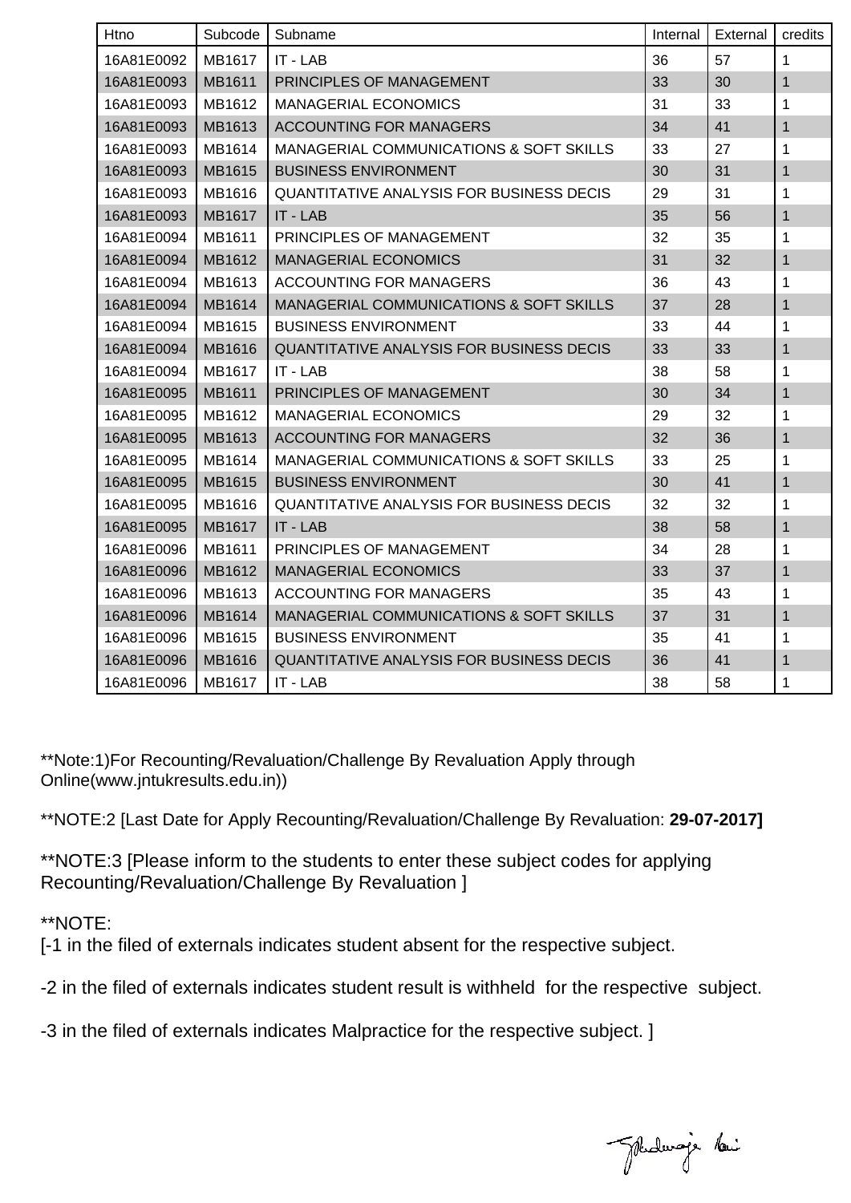| Htno | Subcode | Subname | Internal | External | credits |
|---|---|---|---|---|---|
| 16A81E0092 | MB1617 | IT - LAB | 36 | 57 | 1 |
| 16A81E0093 | MB1611 | PRINCIPLES OF MANAGEMENT | 33 | 30 | 1 |
| 16A81E0093 | MB1612 | MANAGERIAL ECONOMICS | 31 | 33 | 1 |
| 16A81E0093 | MB1613 | ACCOUNTING FOR MANAGERS | 34 | 41 | 1 |
| 16A81E0093 | MB1614 | MANAGERIAL COMMUNICATIONS & SOFT SKILLS | 33 | 27 | 1 |
| 16A81E0093 | MB1615 | BUSINESS ENVIRONMENT | 30 | 31 | 1 |
| 16A81E0093 | MB1616 | QUANTITATIVE ANALYSIS FOR BUSINESS DECIS | 29 | 31 | 1 |
| 16A81E0093 | MB1617 | IT - LAB | 35 | 56 | 1 |
| 16A81E0094 | MB1611 | PRINCIPLES OF MANAGEMENT | 32 | 35 | 1 |
| 16A81E0094 | MB1612 | MANAGERIAL ECONOMICS | 31 | 32 | 1 |
| 16A81E0094 | MB1613 | ACCOUNTING FOR MANAGERS | 36 | 43 | 1 |
| 16A81E0094 | MB1614 | MANAGERIAL COMMUNICATIONS & SOFT SKILLS | 37 | 28 | 1 |
| 16A81E0094 | MB1615 | BUSINESS ENVIRONMENT | 33 | 44 | 1 |
| 16A81E0094 | MB1616 | QUANTITATIVE ANALYSIS FOR BUSINESS DECIS | 33 | 33 | 1 |
| 16A81E0094 | MB1617 | IT - LAB | 38 | 58 | 1 |
| 16A81E0095 | MB1611 | PRINCIPLES OF MANAGEMENT | 30 | 34 | 1 |
| 16A81E0095 | MB1612 | MANAGERIAL ECONOMICS | 29 | 32 | 1 |
| 16A81E0095 | MB1613 | ACCOUNTING FOR MANAGERS | 32 | 36 | 1 |
| 16A81E0095 | MB1614 | MANAGERIAL COMMUNICATIONS & SOFT SKILLS | 33 | 25 | 1 |
| 16A81E0095 | MB1615 | BUSINESS ENVIRONMENT | 30 | 41 | 1 |
| 16A81E0095 | MB1616 | QUANTITATIVE ANALYSIS FOR BUSINESS DECIS | 32 | 32 | 1 |
| 16A81E0095 | MB1617 | IT - LAB | 38 | 58 | 1 |
| 16A81E0096 | MB1611 | PRINCIPLES OF MANAGEMENT | 34 | 28 | 1 |
| 16A81E0096 | MB1612 | MANAGERIAL ECONOMICS | 33 | 37 | 1 |
| 16A81E0096 | MB1613 | ACCOUNTING FOR MANAGERS | 35 | 43 | 1 |
| 16A81E0096 | MB1614 | MANAGERIAL COMMUNICATIONS & SOFT SKILLS | 37 | 31 | 1 |
| 16A81E0096 | MB1615 | BUSINESS ENVIRONMENT | 35 | 41 | 1 |
| 16A81E0096 | MB1616 | QUANTITATIVE ANALYSIS FOR BUSINESS DECIS | 36 | 41 | 1 |
| 16A81E0096 | MB1617 | IT - LAB | 38 | 58 | 1 |

**Note:1)For Recounting/Revaluation/Challenge By Revaluation Apply through Online(www.jntukresults.edu.in))

**NOTE:2 [Last Date for Apply Recounting/Revaluation/Challenge By Revaluation: **29-07-2017]**

**NOTE:3 [Please inform to the students to enter these subject codes for applying Recounting/Revaluation/Challenge By Revaluation ]

**NOTE:
[-1 in the filed of externals indicates student absent for the respective subject.

-2 in the filed of externals indicates student result is withheld for the respective subject.

-3 in the filed of externals indicates Malpractice for the respective subject. ]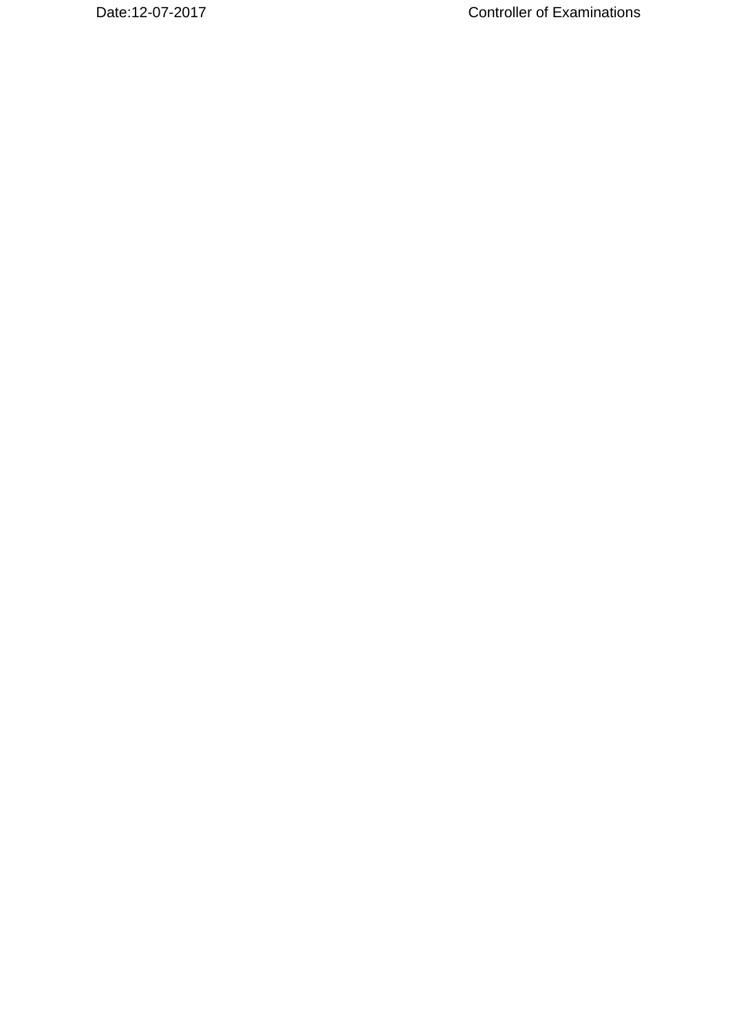Date:12-07-2017 Controller of Examinations